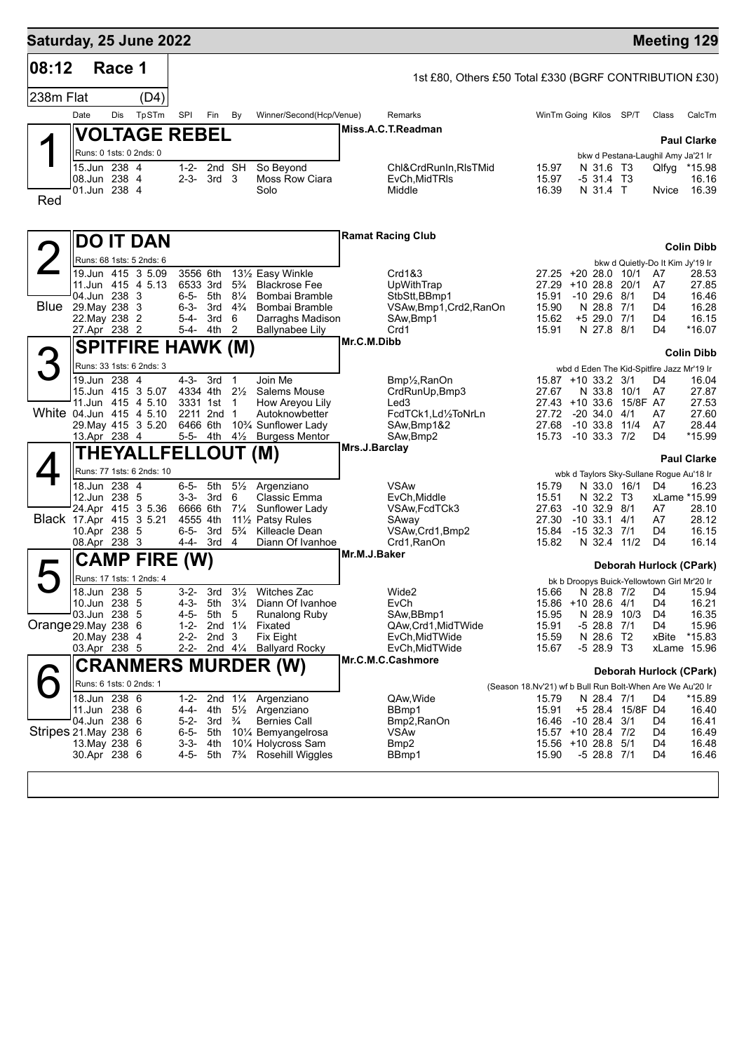# Saturday, 25 June 2022 — Meeting 129

**08:12 Race 1** — 1st £80, Others £50 Total £330 (BGRF CONTRIBUTION £30)

**238m Flat (D4)**

| Date | Dis | TpSTm | SPI | Fin | By | Winner/Second(Hcp/Venue) | Remarks | WinTm | Going | Kilos | SP/T | Class | CalcTm |
|---|---|---|---|---|---|---|---|---|---|---|---|---|---|

## 1 VOLTAGE REBEL — Red

Miss.A.C.T.Readman — **Paul Clarke**

Runs: 0 1sts: 0 2nds: 0 — bkw d Pestana-Laughil Amy Ja'21 Ir

| Date | Dis | TpSTm | SPI | Fin | By | Winner/Second(Hcp/Venue) | Remarks | WinTm | Going | Kilos | SP/T | Class | CalcTm |
|---|---|---|---|---|---|---|---|---|---|---|---|---|---|
| 15.Jun | 238 | 4 | 1-2- | 2nd | SH | So Beyond | Chl&CrdRunIn,RlsTMid | 15.97 | N | 31.6 | T3 | Qlfyg | *15.98 |
| 08.Jun | 238 | 4 | 2-3- | 3rd | 3 | Moss Row Ciara | EvCh,MidTRls | 15.97 | -5 | 31.4 | T3 | | 16.16 |
| 01.Jun | 238 | 4 | | | | Solo | Middle | 16.39 | N | 31.4 | T | Nvice | 16.39 |

## 2 DO IT DAN — Blue

Ramat Racing Club — **Colin Dibb**

Runs: 68 1sts: 5 2nds: 6 — bkw d Quietly-Do It Kim Jy'19 Ir

| Date | Dis | TpSTm | SPI | Fin | By | Winner/Second(Hcp/Venue) | Remarks | WinTm | Going | Kilos | SP/T | Class | CalcTm |
|---|---|---|---|---|---|---|---|---|---|---|---|---|---|
| 19.Jun | 415 | 3 5.09 | 3556 | 6th | 13½ | Easy Winkle | Crd1&3 | 27.25 | +20 | 28.0 | 10/1 | A7 | 28.53 |
| 11.Jun | 415 | 4 5.13 | 6533 | 3rd | 5¾ | Blackrose Fee | UpWithTrap | 27.29 | +10 | 28.8 | 20/1 | A7 | 27.85 |
| 04.Jun | 238 | 3 | 6-5- | 5th | 8¼ | Bombai Bramble | StbStt,BBmp1 | 15.91 | -10 | 29.6 | 8/1 | D4 | 16.46 |
| 29.May | 238 | 3 | 6-3- | 3rd | 4¾ | Bombai Bramble | VSAw,Bmp1,Crd2,RanOn | 15.90 | N | 28.8 | 7/1 | D4 | 16.28 |
| 22.May | 238 | 2 | 5-4- | 3rd | 6 | Darraghs Madison | SAw,Bmp1 | 15.62 | +5 | 29.0 | 7/1 | D4 | 16.15 |
| 27.Apr | 238 | 2 | 5-4- | 4th | 2 | Ballynabee Lily | Crd1 | 15.91 | N | 27.8 | 8/1 | D4 | *16.07 |

## 3 SPITFIRE HAWK (M) — White

Mr.C.M.Dibb — **Colin Dibb**

Runs: 33 1sts: 6 2nds: 3 — wbd d Eden The Kid-Spitfire Jazz Mr'19 Ir

| Date | Dis | TpSTm | SPI | Fin | By | Winner/Second(Hcp/Venue) | Remarks | WinTm | Going | Kilos | SP/T | Class | CalcTm |
|---|---|---|---|---|---|---|---|---|---|---|---|---|---|
| 19.Jun | 238 | 4 | 4-3- | 3rd | 1 | Join Me | Bmp½,RanOn | 15.87 | +10 | 33.2 | 3/1 | D4 | 16.04 |
| 15.Jun | 415 | 3 5.07 | 4334 | 4th | 2½ | Salems Mouse | CrdRunUp,Bmp3 | 27.67 | N | 33.8 | 10/1 | A7 | 27.87 |
| 11.Jun | 415 | 4 5.10 | 3331 | 1st | 1 | How Areyou Lily | Led3 | 27.43 | +10 | 33.6 | 15/8F | A7 | 27.53 |
| 04.Jun | 415 | 4 5.10 | 2211 | 2nd | 1 | Autoknowbetter | FcdTCk1,Ld½ToNrLn | 27.72 | -20 | 34.0 | 4/1 | A7 | 27.60 |
| 29.May | 415 | 3 5.20 | 6466 | 6th | 10¾ | Sunflower Lady | SAw,Bmp1&2 | 27.68 | -10 | 33.8 | 11/4 | A7 | 28.44 |
| 13.Apr | 238 | 4 | 5-5- | 4th | 4½ | Burgess Mentor | SAw,Bmp2 | 15.73 | -10 | 33.3 | 7/2 | D4 | *15.99 |

## 4 THEYALLFELLOUT (M) — Black

Mrs.J.Barclay — **Paul Clarke**

Runs: 77 1sts: 6 2nds: 10 — wbk d Taylors Sky-Sullane Rogue Au'18 Ir

| Date | Dis | TpSTm | SPI | Fin | By | Winner/Second(Hcp/Venue) | Remarks | WinTm | Going | Kilos | SP/T | Class | CalcTm |
|---|---|---|---|---|---|---|---|---|---|---|---|---|---|
| 18.Jun | 238 | 4 | 6-5- | 5th | 5½ | Argenziano | VSAw | 15.79 | N | 33.0 | 16/1 | D4 | 16.23 |
| 12.Jun | 238 | 5 | 3-3- | 3rd | 6 | Classic Emma | EvCh,Middle | 15.51 | N | 32.2 | T3 | xLame | *15.99 |
| 24.Apr | 415 | 3 5.36 | 6666 | 6th | 7¼ | Sunflower Lady | VSAw,FcdTCk3 | 27.63 | -10 | 32.9 | 8/1 | A7 | 28.10 |
| 17.Apr | 415 | 3 5.21 | 4555 | 4th | 11½ | Patsy Rules | SAway | 27.30 | -10 | 33.1 | 4/1 | A7 | 28.12 |
| 10.Apr | 238 | 5 | 6-5- | 3rd | 5¾ | Killeacle Dean | VSAw,Crd1,Bmp2 | 15.84 | -15 | 32.3 | 7/1 | D4 | 16.15 |
| 08.Apr | 238 | 3 | 4-4- | 3rd | 4 | Diann Of Ivanhoe | Crd1,RanOn | 15.82 | N | 32.4 | 11/2 | D4 | 16.14 |

## 5 CAMP FIRE (W) — Orange

Mr.M.J.Baker — **Deborah Hurlock (CPark)**

Runs: 17 1sts: 1 2nds: 4 — bk b Droopys Buick-Yellowtown Girl Mr'20 Ir

| Date | Dis | TpSTm | SPI | Fin | By | Winner/Second(Hcp/Venue) | Remarks | WinTm | Going | Kilos | SP/T | Class | CalcTm |
|---|---|---|---|---|---|---|---|---|---|---|---|---|---|
| 18.Jun | 238 | 5 | 3-2- | 3rd | 3½ | Witches Zac | Wide2 | 15.66 | N | 28.8 | 7/2 | D4 | 15.94 |
| 10.Jun | 238 | 5 | 4-3- | 5th | 3¼ | Diann Of Ivanhoe | EvCh | 15.86 | +10 | 28.6 | 4/1 | D4 | 16.21 |
| 03.Jun | 238 | 5 | 4-5- | 5th | 5 | Runalong Ruby | SAw,BBmp1 | 15.95 | N | 28.9 | 10/3 | D4 | 16.35 |
| 29.May | 238 | 6 | 1-2- | 2nd | 1¼ | Fixated | QAw,Crd1,MidTWide | 15.91 | -5 | 28.8 | 7/1 | D4 | 15.96 |
| 20.May | 238 | 4 | 2-2- | 2nd | 3 | Fix Eight | EvCh,MidTWide | 15.59 | N | 28.6 | T2 | xBite | *15.83 |
| 03.Apr | 238 | 5 | 2-2- | 2nd | 4¼ | Ballyard Rocky | EvCh,MidTWide | 15.67 | -5 | 28.9 | T3 | xLame | 15.96 |

## 6 CRANMERS MURDER (W) — Stripes

Mr.C.M.C.Cashmore — **Deborah Hurlock (CPark)**

Runs: 6 1sts: 0 2nds: 1 — (Season 18.Nv'21) wf b Bull Run Bolt-When Are We Au'20 Ir

| Date | Dis | TpSTm | SPI | Fin | By | Winner/Second(Hcp/Venue) | Remarks | WinTm | Going | Kilos | SP/T | Class | CalcTm |
|---|---|---|---|---|---|---|---|---|---|---|---|---|---|
| 18.Jun | 238 | 6 | 1-2- | 2nd | 1¼ | Argenziano | QAw,Wide | 15.79 | N | 28.4 | 7/1 | D4 | *15.89 |
| 11.Jun | 238 | 6 | 4-4- | 4th | 5½ | Argenziano | BBmp1 | 15.91 | +5 | 28.4 | 15/8F | D4 | 16.40 |
| 04.Jun | 238 | 6 | 5-2- | 3rd | ¾ | Bernies Call | Bmp2,RanOn | 16.46 | -10 | 28.4 | 3/1 | D4 | 16.41 |
| 21.May | 238 | 6 | 6-5- | 5th | 10¼ | Bemyangelrosa | VSAw | 15.57 | +10 | 28.4 | 7/2 | D4 | 16.49 |
| 13.May | 238 | 6 | 3-3- | 4th | 10¼ | Holycross Sam | Bmp2 | 15.56 | +10 | 28.8 | 5/1 | D4 | 16.48 |
| 30.Apr | 238 | 6 | 4-5- | 5th | 7¾ | Rosehill Wiggles | BBmp1 | 15.90 | -5 | 28.8 | 7/1 | D4 | 16.46 |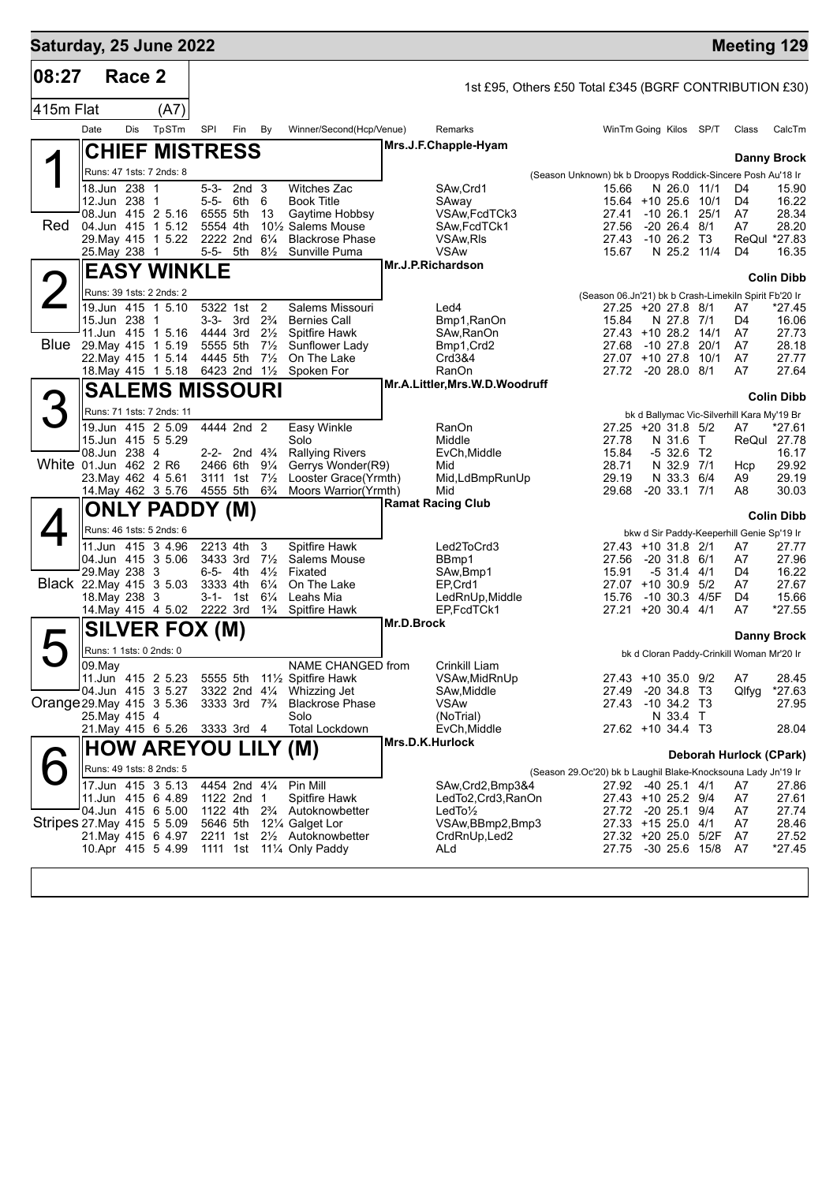# Saturday, 25 June 2022

**Meeting 129**

**08:27 Race 2** — 1st £95, Others £50 Total £345 (BGRF CONTRIBUTION £30)

**415m Flat (A7)**

| Date | Dis | TpSTm | SPI | Fin | By | Winner/Second(Hcp/Venue) | Remarks | WinTm | Going | Kilos | SP/T | Class | CalcTm |
|---|---|---|---|---|---|---|---|---|---|---|---|---|---|

## 1 (Red) CHIEF MISTRESS — Mrs.J.F.Chapple-Hyam — Danny Brock

Runs: 47 1sts: 7 2nds: 8 — (Season Unknown) bk b Droopys Roddick-Sincere Posh Au'18 Ir

| Date | Dis | TpSTm | SPI | Fin | By | Winner/Second(Hcp/Venue) | Remarks | WinTm | Going | Kilos | SP/T | Class | CalcTm |
|---|---|---|---|---|---|---|---|---|---|---|---|---|---|
| 18.Jun | 238 | 1 | 5-3- | 2nd | 3 | Witches Zac | SAw,Crd1 | 15.66 | N | 26.0 | 11/1 | D4 | 15.90 |
| 12.Jun | 238 | 1 | 5-5- | 6th | 6 | Book Title | SAway | 15.64 | +10 | 25.6 | 10/1 | D4 | 16.22 |
| 08.Jun | 415 | 2 5.16 | 6555 | 5th | 13 | Gaytime Hobbsy | VSAw,FcdTCk3 | 27.41 | -10 | 26.1 | 25/1 | A7 | 28.34 |
| 04.Jun | 415 | 1 5.12 | 5554 | 4th | 10½ | Salems Mouse | SAw,FcdTCk1 | 27.56 | -20 | 26.4 | 8/1 | A7 | 28.20 |
| 29.May | 415 | 1 5.22 | 2222 | 2nd | 6¼ | Blackrose Phase | VSAw,Rls | 27.43 | -10 | 26.2 | T3 | ReQul | *27.83 |
| 25.May | 238 | 1 | 5-5- | 5th | 8½ | Sunville Puma | VSAw | 15.67 | N | 25.2 | 11/4 | D4 | 16.35 |

## 2 (Blue) EASY WINKLE — Mr.J.P.Richardson — Colin Dibb

Runs: 39 1sts: 2 2nds: 2 — (Season 06.Jn'21) bk b Crash-Limekiln Spirit Fb'20 Ir

| Date | Dis | TpSTm | SPI | Fin | By | Winner/Second(Hcp/Venue) | Remarks | WinTm | Going | Kilos | SP/T | Class | CalcTm |
|---|---|---|---|---|---|---|---|---|---|---|---|---|---|
| 19.Jun | 415 | 1 5.10 | 5322 | 1st | 2 | Salems Missouri | Led4 | 27.25 | +20 | 27.8 | 8/1 | A7 | *27.45 |
| 15.Jun | 238 | 1 | 3-3- | 3rd | 2¾ | Bernies Call | Bmp1,RanOn | 15.84 | N | 27.8 | 7/1 | D4 | 16.06 |
| 11.Jun | 415 | 1 5.16 | 4444 | 3rd | 2½ | Spitfire Hawk | SAw,RanOn | 27.43 | +10 | 28.2 | 14/1 | A7 | 27.73 |
| 29.May | 415 | 1 5.19 | 5555 | 5th | 7½ | Sunflower Lady | Bmp1,Crd2 | 27.68 | -10 | 27.8 | 20/1 | A7 | 28.18 |
| 22.May | 415 | 1 5.14 | 4445 | 5th | 7½ | On The Lake | Crd3&4 | 27.07 | +10 | 27.8 | 10/1 | A7 | 27.77 |
| 18.May | 415 | 1 5.18 | 6423 | 2nd | 1½ | Spoken For | RanOn | 27.72 | -20 | 28.0 | 8/1 | A7 | 27.64 |

## 3 (White) SALEMS MISSOURI — Mr.A.Littler,Mrs.W.D.Woodruff — Colin Dibb

Runs: 71 1sts: 7 2nds: 11 — bk d Ballymac Vic-Silverhill Kara My'19 Br

| Date | Dis | TpSTm | SPI | Fin | By | Winner/Second(Hcp/Venue) | Remarks | WinTm | Going | Kilos | SP/T | Class | CalcTm |
|---|---|---|---|---|---|---|---|---|---|---|---|---|---|
| 19.Jun | 415 | 2 5.09 | 4444 | 2nd | 2 | Easy Winkle | RanOn | 27.25 | +20 | 31.8 | 5/2 | A7 | *27.61 |
| 15.Jun | 415 | 5 5.29 | | | | Solo | Middle | 27.78 | N | 31.6 | T | ReQul | 27.78 |
| 08.Jun | 238 | 4 | 2-2- | 2nd | 4¾ | Rallying Rivers | EvCh,Middle | 15.84 | -5 | 32.6 | T2 | | 16.17 |
| 01.Jun | 462 | 2 R6 | 2466 | 6th | 9¼ | Gerrys Wonder(R9) | Mid | 28.71 | N | 32.9 | 7/1 | Hcp | 29.92 |
| 23.May | 462 | 4 5.61 | 3111 | 1st | 7½ | Looster Grace(Yrmth) | Mid,LdBmpRunUp | 29.19 | N | 33.3 | 6/4 | A9 | 29.19 |
| 14.May | 462 | 3 5.76 | 4555 | 5th | 6¾ | Moors Warrior(Yrmth) | Mid | 29.68 | -20 | 33.1 | 7/1 | A8 | 30.03 |

## 4 (Black) ONLY PADDY (M) — Ramat Racing Club — Colin Dibb

Runs: 46 1sts: 5 2nds: 6 — bkw d Sir Paddy-Keeperhill Genie Sp'19 Ir

| Date | Dis | TpSTm | SPI | Fin | By | Winner/Second(Hcp/Venue) | Remarks | WinTm | Going | Kilos | SP/T | Class | CalcTm |
|---|---|---|---|---|---|---|---|---|---|---|---|---|---|
| 11.Jun | 415 | 3 4.96 | 2213 | 4th | 3 | Spitfire Hawk | Led2ToCrd3 | 27.43 | +10 | 31.8 | 2/1 | A7 | 27.77 |
| 04.Jun | 415 | 3 5.06 | 3433 | 3rd | 7½ | Salems Mouse | BBmp1 | 27.56 | -20 | 31.8 | 6/1 | A7 | 27.96 |
| 29.May | 238 | 3 | 6-5- | 4th | 4½ | Fixated | SAw,Bmp1 | 15.91 | -5 | 31.4 | 4/1 | D4 | 16.22 |
| 22.May | 415 | 3 5.03 | 3333 | 4th | 6¼ | On The Lake | EP,Crd1 | 27.07 | +10 | 30.9 | 5/2 | A7 | 27.67 |
| 18.May | 238 | 3 | 3-1- | 1st | 6¼ | Leahs Mia | LedRnUp,Middle | 15.76 | -10 | 30.3 | 4/5F | D4 | 15.66 |
| 14.May | 415 | 4 5.02 | 2222 | 3rd | 1¾ | Spitfire Hawk | EP,FcdTCk1 | 27.21 | +20 | 30.4 | 4/1 | A7 | *27.55 |

## 5 (Orange) SILVER FOX (M) — Mr.D.Brock — Danny Brock

Runs: 1 1sts: 0 2nds: 0 — bk d Cloran Paddy-Crinkill Woman Mr'20 Ir

| Date | Dis | TpSTm | SPI | Fin | By | Winner/Second(Hcp/Venue) | Remarks | WinTm | Going | Kilos | SP/T | Class | CalcTm |
|---|---|---|---|---|---|---|---|---|---|---|---|---|---|
| 09.May | | | | | | NAME CHANGED from | Crinkill Liam | | | | | | |
| 11.Jun | 415 | 2 5.23 | 5555 | 5th | 11½ | Spitfire Hawk | VSAw,MidRnUp | 27.43 | +10 | 35.0 | 9/2 | A7 | 28.45 |
| 04.Jun | 415 | 3 5.27 | 3322 | 2nd | 4¼ | Whizzing Jet | SAw,Middle | 27.49 | -20 | 34.8 | T3 | Qlfyg | *27.63 |
| 29.May | 415 | 3 5.36 | 3333 | 3rd | 7¾ | Blackrose Phase | VSAw | 27.43 | -10 | 34.2 | T3 | | 27.95 |
| 25.May | 415 | 4 | | | | Solo | (NoTrial) | | N | 33.4 | T | | |
| 21.May | 415 | 6 5.26 | 3333 | 3rd | 4 | Total Lockdown | EvCh,Middle | 27.62 | +10 | 34.4 | T3 | | 28.04 |

## 6 (Stripes) HOW AREYOU LILY (M) — Mrs.D.K.Hurlock — Deborah Hurlock (CPark)

Runs: 49 1sts: 8 2nds: 5 — (Season 29.Oc'20) bk b Laughil Blake-Knocksouna Lady Jn'19 Ir

| Date | Dis | TpSTm | SPI | Fin | By | Winner/Second(Hcp/Venue) | Remarks | WinTm | Going | Kilos | SP/T | Class | CalcTm |
|---|---|---|---|---|---|---|---|---|---|---|---|---|---|
| 17.Jun | 415 | 3 5.13 | 4454 | 2nd | 4¼ | Pin Mill | SAw,Crd2,Bmp3&4 | 27.92 | -40 | 25.1 | 4/1 | A7 | 27.86 |
| 11.Jun | 415 | 6 4.89 | 1122 | 2nd | 1 | Spitfire Hawk | LedTo2,Crd3,RanOn | 27.43 | +10 | 25.2 | 9/4 | A7 | 27.61 |
| 04.Jun | 415 | 6 5.00 | 1122 | 4th | 2¾ | Autoknowbetter | LedTo½ | 27.72 | -20 | 25.1 | 9/4 | A7 | 27.74 |
| 27.May | 415 | 5 5.09 | 5646 | 5th | 12¼ | Galget Lor | VSAw,BBmp2,Bmp3 | 27.33 | +15 | 25.0 | 4/1 | A7 | 28.46 |
| 21.May | 415 | 6 4.97 | 2211 | 1st | 2½ | Autoknowbetter | CrdRnUp,Led2 | 27.32 | +20 | 25.0 | 5/2F | A7 | 27.52 |
| 10.Apr | 415 | 5 4.99 | 1111 | 1st | 11¼ | Only Paddy | ALd | 27.75 | -30 | 25.6 | 15/8 | A7 | *27.45 |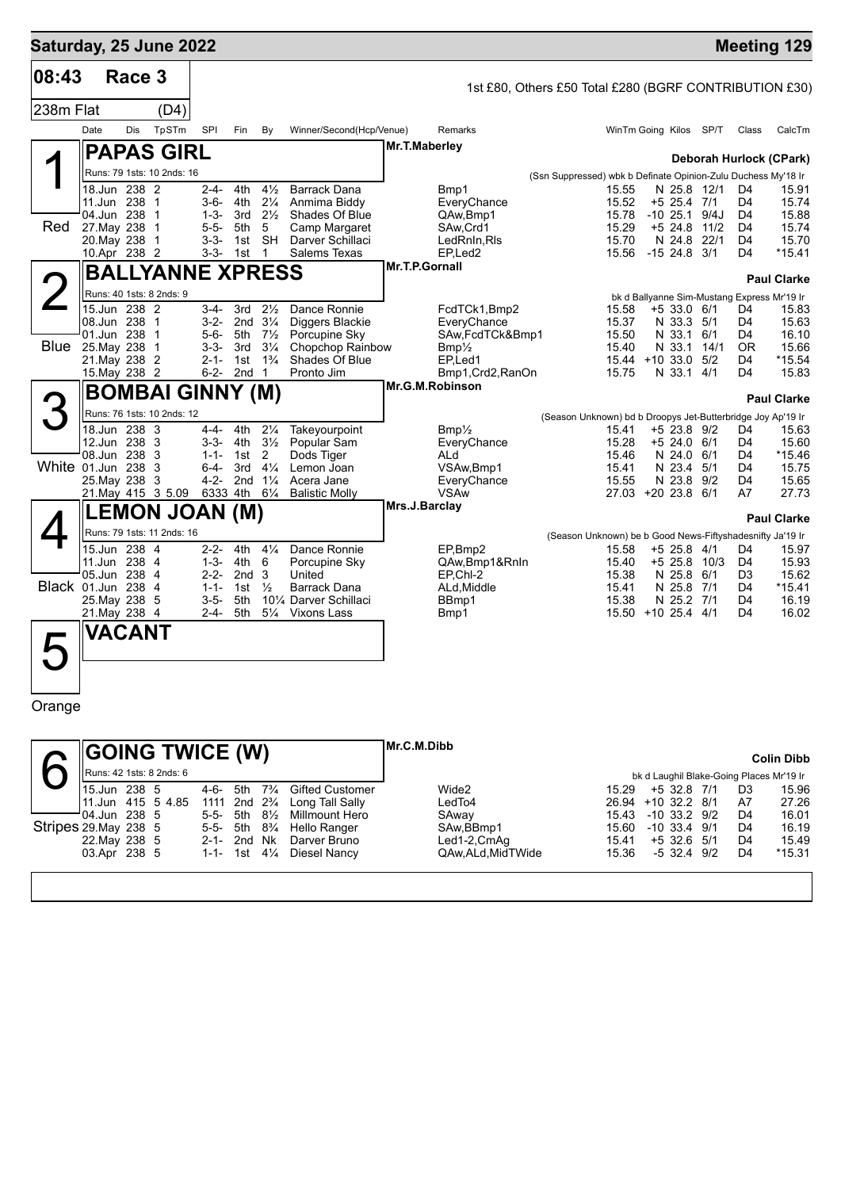## Saturday, 25 June 2022 — Meeting 129

**08:43 Race 3** — 1st £80, Others £50 Total £280 (BGRF CONTRIBUTION £30)

**238m Flat (D4)**

| Date | Dis | TpSTm | SPl | Fin | By | Winner/Second(Hcp/Venue) | Remarks | WinTm | Going | Kilos | SP/T | Class | CalcTm |
|---|---|---|---|---|---|---|---|---|---|---|---|---|---|

### 1 (Red) PAPAS GIRL — Mr.T.Maberley — Deborah Hurlock (CPark)

Runs: 79 1sts: 10 2nds: 16 — (Ssn Suppressed) wbk b Definate Opinion-Zulu Duchess My'18 Ir

| Date | Dis | TpSTm | SPl | Fin | By | Winner/Second(Hcp/Venue) | Remarks | WinTm | Going | Kilos | SP/T | Class | CalcTm |
|---|---|---|---|---|---|---|---|---|---|---|---|---|---|
| 18.Jun | 238 | 2 | 2-4- | 4th | 4½ | Barrack Dana | Bmp1 | 15.55 | N | 25.8 | 12/1 | D4 | 15.91 |
| 11.Jun | 238 | 1 | 3-6- | 4th | 2¼ | Anmima Biddy | EveryChance | 15.52 | +5 | 25.4 | 7/1 | D4 | 15.74 |
| 04.Jun | 238 | 1 | 1-3- | 3rd | 2½ | Shades Of Blue | QAw,Bmp1 | 15.78 | -10 | 25.1 | 9/4J | D4 | 15.88 |
| 27.May | 238 | 1 | 5-5- | 5th | 5 | Camp Margaret | SAw,Crd1 | 15.29 | +5 | 24.8 | 11/2 | D4 | 15.74 |
| 20.May | 238 | 1 | 3-3- | 1st | SH | Darver Schillaci | LedRnIn,Rls | 15.70 | N | 24.8 | 22/1 | D4 | 15.70 |
| 10.Apr | 238 | 2 | 3-3- | 1st | 1 | Salems Texas | EP,Led2 | 15.56 | -15 | 24.8 | 3/1 | D4 | *15.41 |

### 2 (Blue) BALLYANNE XPRESS — Mr.T.P.Gornall — Paul Clarke

Runs: 40 1sts: 8 2nds: 9 — bk d Ballyanne Sim-Mustang Express Mr'19 Ir

| Date | Dis | TpSTm | SPl | Fin | By | Winner/Second(Hcp/Venue) | Remarks | WinTm | Going | Kilos | SP/T | Class | CalcTm |
|---|---|---|---|---|---|---|---|---|---|---|---|---|---|
| 15.Jun | 238 | 2 | 3-4- | 3rd | 2½ | Dance Ronnie | FcdTCk1,Bmp2 | 15.58 | +5 | 33.0 | 6/1 | D4 | 15.83 |
| 08.Jun | 238 | 1 | 3-2- | 2nd | 3¼ | Diggers Blackie | EveryChance | 15.37 | N | 33.3 | 5/1 | D4 | 15.63 |
| 01.Jun | 238 | 1 | 5-6- | 5th | 7½ | Porcupine Sky | SAw,FcdTCk&Bmp1 | 15.50 | N | 33.1 | 6/1 | D4 | 16.10 |
| 25.May | 238 | 1 | 3-3- | 3rd | 3¼ | Chopchop Rainbow | Bmp½ | 15.40 | N | 33.1 | 14/1 | OR | 15.66 |
| 21.May | 238 | 2 | 2-1- | 1st | 1¾ | Shades Of Blue | EP,Led1 | 15.44 | +10 | 33.0 | 5/2 | D4 | *15.54 |
| 15.May | 238 | 2 | 6-2- | 2nd | 1 | Pronto Jim | Bmp1,Crd2,RanOn | 15.75 | N | 33.1 | 4/1 | D4 | 15.83 |

### 3 (White) BOMBAI GINNY (M) — Mr.G.M.Robinson — Paul Clarke

Runs: 76 1sts: 10 2nds: 12 — (Season Unknown) bd b Droopys Jet-Butterbridge Joy Ap'19 Ir

| Date | Dis | TpSTm | SPl | Fin | By | Winner/Second(Hcp/Venue) | Remarks | WinTm | Going | Kilos | SP/T | Class | CalcTm |
|---|---|---|---|---|---|---|---|---|---|---|---|---|---|
| 18.Jun | 238 | 3 | 4-4- | 4th | 2¼ | Takeyourpoint | Bmp½ | 15.41 | +5 | 23.8 | 9/2 | D4 | 15.63 |
| 12.Jun | 238 | 3 | 3-3- | 4th | 3½ | Popular Sam | EveryChance | 15.28 | +5 | 24.0 | 6/1 | D4 | 15.60 |
| 08.Jun | 238 | 3 | 1-1- | 1st | 2 | Dods Tiger | ALd | 15.46 | N | 24.0 | 6/1 | D4 | *15.46 |
| 01.Jun | 238 | 3 | 6-4- | 3rd | 4¼ | Lemon Joan | VSAw,Bmp1 | 15.41 | N | 23.4 | 5/1 | D4 | 15.75 |
| 25.May | 238 | 3 | 4-2- | 2nd | 1¼ | Acera Jane | EveryChance | 15.55 | N | 23.8 | 9/2 | D4 | 15.65 |
| 21.May | 415 | 3 5.09 | 6333 | 4th | 6¼ | Balistic Molly | VSAw | 27.03 | +20 | 23.8 | 6/1 | A7 | 27.73 |

### 4 (Black) LEMON JOAN (M) — Mrs.J.Barclay — Paul Clarke

Runs: 79 1sts: 11 2nds: 16 — (Season Unknown) be b Good News-Fiftyshadesnifty Ja'19 Ir

| Date | Dis | TpSTm | SPl | Fin | By | Winner/Second(Hcp/Venue) | Remarks | WinTm | Going | Kilos | SP/T | Class | CalcTm |
|---|---|---|---|---|---|---|---|---|---|---|---|---|---|
| 15.Jun | 238 | 4 | 2-2- | 4th | 4¼ | Dance Ronnie | EP,Bmp2 | 15.58 | +5 | 25.8 | 4/1 | D4 | 15.97 |
| 11.Jun | 238 | 4 | 1-3- | 4th | 6 | Porcupine Sky | QAw,Bmp1&RnIn | 15.40 | +5 | 25.8 | 10/3 | D4 | 15.93 |
| 05.Jun | 238 | 4 | 2-2- | 2nd | 3 | United | EP,Chl-2 | 15.38 | N | 25.8 | 6/1 | D3 | 15.62 |
| 01.Jun | 238 | 4 | 1-1- | 1st | ½ | Barrack Dana | ALd,Middle | 15.41 | N | 25.8 | 7/1 | D4 | *15.41 |
| 25.May | 238 | 5 | 3-5- | 5th | 10¼ | Darver Schillaci | BBmp1 | 15.38 | N | 25.2 | 7/1 | D4 | 16.19 |
| 21.May | 238 | 4 | 2-4- | 5th | 5¼ | Vixons Lass | Bmp1 | 15.50 | +10 | 25.4 | 4/1 | D4 | 16.02 |

### 5 (Orange) VACANT

### 6 (Stripes) GOING TWICE (W) — Mr.C.M.Dibb — Colin Dibb

Runs: 42 1sts: 8 2nds: 6 — bk d Laughil Blake-Going Places Mr'19 Ir

| Date | Dis | TpSTm | SPl | Fin | By | Winner/Second(Hcp/Venue) | Remarks | WinTm | Going | Kilos | SP/T | Class | CalcTm |
|---|---|---|---|---|---|---|---|---|---|---|---|---|---|
| 15.Jun | 238 | 5 | 4-6- | 5th | 7¾ | Gifted Customer | Wide2 | 15.29 | +5 | 32.8 | 7/1 | D3 | 15.96 |
| 11.Jun | 415 | 5 4.85 | 1111 | 2nd | 2¾ | Long Tall Sally | LedTo4 | 26.94 | +10 | 32.2 | 8/1 | A7 | 27.26 |
| 04.Jun | 238 | 5 | 5-5- | 5th | 8½ | Millmount Hero | SAway | 15.43 | -10 | 33.2 | 9/2 | D4 | 16.01 |
| 29.May | 238 | 5 | 5-5- | 5th | 8¾ | Hello Ranger | SAw,BBmp1 | 15.60 | -10 | 33.4 | 9/1 | D4 | 16.19 |
| 22.May | 238 | 5 | 2-1- | 2nd | Nk | Darver Bruno | Led1-2,CmAg | 15.41 | +5 | 32.6 | 5/1 | D4 | 15.49 |
| 03.Apr | 238 | 5 | 1-1- | 1st | 4¼ | Diesel Nancy | QAw,ALd,MidTWide | 15.36 | -5 | 32.4 | 9/2 | D4 | *15.31 |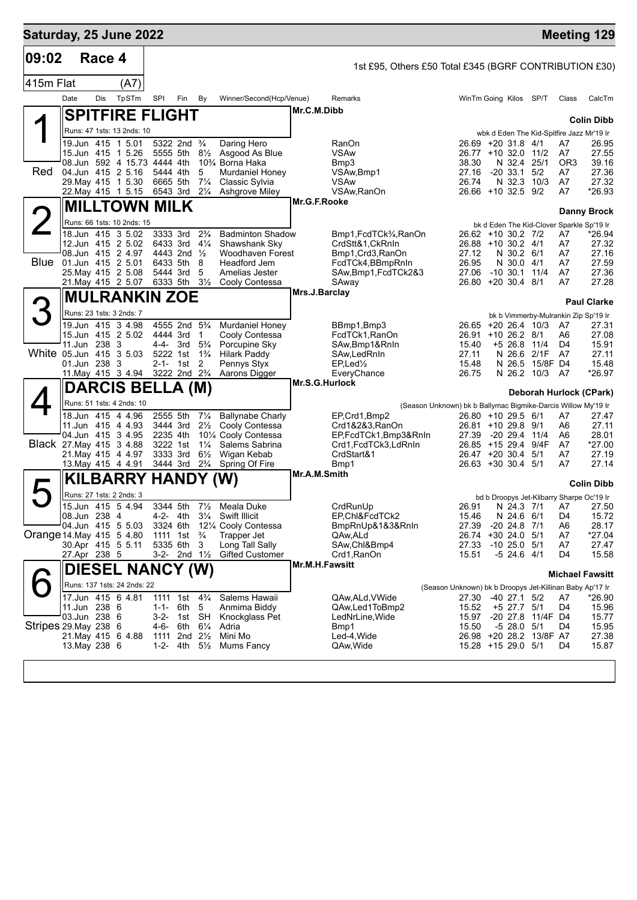# Saturday, 25 June 2022

**Meeting 129**

**09:02 Race 4** — 1st £95, Others £50 Total £345 (BGRF CONTRIBUTION £30)

**415m Flat (A7)**

## 1 — SPITFIRE FLIGHT (Red)

Mr.C.M.Dibb — **Colin Dibb**

Runs: 47 1sts: 13 2nds: 10 — wbk d Eden The Kid-Spitfire Jazz Mr'19 Ir

| Date | Dis | Tp | STm | SPI | Fin | By | Winner/Second(Hcp/Venue) | Remarks | WinTm | Going | Kilos | SP/T | Class | CalcTm |
|---|---|---|---|---|---|---|---|---|---|---|---|---|---|---|
| 19.Jun | 415 | 1 | 5.01 | 5322 | 2nd | ¾ | Daring Hero | RanOn | 26.69 | +20 | 31.8 | 4/1 | A7 | 26.95 |
| 15.Jun | 415 | 1 | 5.26 | 5555 | 5th | 8½ | Asgood As Blue | VSAw | 26.77 | +10 | 32.0 | 11/2 | A7 | 27.55 |
| 08.Jun | 592 | 4 | 15.73 | 4444 | 4th | 10¾ | Borna Haka | Bmp3 | 38.30 | N | 32.4 | 25/1 | OR3 | 39.16 |
| 04.Jun | 415 | 2 | 5.16 | 5444 | 4th | 5 | Murdaniel Honey | VSAw,Bmp1 | 27.16 | -20 | 33.1 | 5/2 | A7 | 27.36 |
| 29.May | 415 | 1 | 5.30 | 6665 | 5th | 7¼ | Classic Sylvia | VSAw | 26.74 | N | 32.3 | 10/3 | A7 | 27.32 |
| 22.May | 415 | 1 | 5.15 | 6543 | 3rd | 2¼ | Ashgrove Miley | VSAw,RanOn | 26.66 | +10 | 32.5 | 9/2 | A7 | *26.93 |

## 2 — MILLTOWN MILK (Blue)

Mr.G.F.Rooke — **Danny Brock**

Runs: 66 1sts: 10 2nds: 15 — bk d Eden The Kid-Clover Sparkle Sp'19 Ir

| Date | Dis | Tp | STm | SPI | Fin | By | Winner/Second(Hcp/Venue) | Remarks | WinTm | Going | Kilos | SP/T | Class | CalcTm |
|---|---|---|---|---|---|---|---|---|---|---|---|---|---|---|
| 18.Jun | 415 | 3 | 5.02 | 3333 | 3rd | 2¾ | Badminton Shadow | Bmp1,FcdTCk¾,RanOn | 26.62 | +10 | 30.2 | 7/2 | A7 | *26.94 |
| 12.Jun | 415 | 2 | 5.02 | 6433 | 3rd | 4¼ | Shawshank Sky | CrdStt&1,CkRnIn | 26.88 | +10 | 30.2 | 4/1 | A7 | 27.32 |
| 08.Jun | 415 | 2 | 4.97 | 4443 | 2nd | ½ | Woodhaven Forest | Bmp1,Crd3,RanOn | 27.12 | N | 30.2 | 6/1 | A7 | 27.16 |
| 01.Jun | 415 | 2 | 5.01 | 6433 | 5th | 8 | Headford Jem | FcdTCk4,BBmpRnIn | 26.95 | N | 30.0 | 4/1 | A7 | 27.59 |
| 25.May | 415 | 2 | 5.08 | 5444 | 3rd | 5 | Amelias Jester | SAw,Bmp1,FcdTCk2&3 | 27.06 | -10 | 30.1 | 11/4 | A7 | 27.36 |
| 21.May | 415 | 2 | 5.07 | 6333 | 5th | 3½ | Cooly Contessa | SAw | 26.80 | +20 | 30.4 | 8/1 | A7 | 27.28 |

## 3 — MULRANKIN ZOE (White)

Mrs.J.Barclay — **Paul Clarke**

Runs: 23 1sts: 3 2nds: 7 — bk b Vimmerby-Mulrankin Zip Sp'19 Ir

| Date | Dis | Tp | STm | SPI | Fin | By | Winner/Second(Hcp/Venue) | Remarks | WinTm | Going | Kilos | SP/T | Class | CalcTm |
|---|---|---|---|---|---|---|---|---|---|---|---|---|---|---|
| 19.Jun | 415 | 3 | 4.98 | 4555 | 2nd | 5¾ | Murdaniel Honey | BBmp1,Bmp3 | 26.65 | +20 | 26.4 | 10/3 | A7 | 27.31 |
| 15.Jun | 415 | 2 | 5.02 | 4444 | 3rd | 1 | Cooly Contessa | FcdTCk1,RanOn | 26.91 | +10 | 26.2 | 8/1 | A6 | 27.08 |
| 11.Jun | 238 | 3 | | 4-4- | 3rd | 5¾ | Porcupine Sky | SAw,Bmp1&RnIn | 15.40 | +5 | 26.8 | 11/4 | D4 | 15.91 |
| 05.Jun | 415 | 3 | 5.03 | 5222 | 1st | 1¾ | Hilark Paddy | SAw,LedRnIn | 27.11 | N | 26.6 | 2/1F | A7 | 27.11 |
| 01.Jun | 238 | 3 | | 2-1- | 1st | 2 | Pennys Styx | EP,Led½ | 15.48 | N | 26.5 | 15/8F | D4 | 15.48 |
| 11.May | 415 | 3 | 4.94 | 3222 | 2nd | 2¾ | Aarons Digger | EveryChance | 26.75 | N | 26.2 | 10/3 | A7 | *26.97 |

## 4 — DARCIS BELLA (M) (Black)

Mr.S.G.Hurlock — **Deborah Hurlock (CPark)**

Runs: 51 1sts: 4 2nds: 10 — (Season Unknown) bk b Ballymac Bigmike-Darcis Willow My'19 Ir

| Date | Dis | Tp | STm | SPI | Fin | By | Winner/Second(Hcp/Venue) | Remarks | WinTm | Going | Kilos | SP/T | Class | CalcTm |
|---|---|---|---|---|---|---|---|---|---|---|---|---|---|---|
| 18.Jun | 415 | 4 | 4.96 | 2555 | 5th | 7¼ | Ballynabe Charly | EP,Crd1,Bmp2 | 26.80 | +10 | 29.5 | 6/1 | A7 | 27.47 |
| 11.Jun | 415 | 4 | 4.93 | 3444 | 3rd | 2½ | Cooly Contessa | Crd1&2&3,RanOn | 26.81 | +10 | 29.8 | 9/1 | A6 | 27.11 |
| 04.Jun | 415 | 3 | 4.95 | 2235 | 4th | 10¼ | Cooly Contessa | EP,FcdTCk1,Bmp3&RnIn | 27.39 | -20 | 29.4 | 11/4 | A6 | 28.01 |
| 27.May | 415 | 3 | 4.88 | 3222 | 1st | 1¼ | Salems Sabrina | Crd1,FcdTCk3,LdRnIn | 26.85 | +15 | 29.4 | 9/4F | A7 | *27.00 |
| 21.May | 415 | 4 | 4.97 | 3333 | 3rd | 6½ | Wigan Kebab | CrdStart&1 | 26.47 | +20 | 30.4 | 5/1 | A7 | 27.19 |
| 13.May | 415 | 4 | 4.91 | 3444 | 3rd | 2¾ | Spring Of Fire | Bmp1 | 26.63 | +30 | 30.4 | 5/1 | A7 | 27.14 |

## 5 — KILBARRY HANDY (W) (Orange)

Mr.A.M.Smith — **Colin Dibb**

Runs: 27 1sts: 2 2nds: 3 — bd b Droopys Jet-Kilbarry Sharpe Oc'19 Ir

| Date | Dis | Tp | STm | SPI | Fin | By | Winner/Second(Hcp/Venue) | Remarks | WinTm | Going | Kilos | SP/T | Class | CalcTm |
|---|---|---|---|---|---|---|---|---|---|---|---|---|---|---|
| 15.Jun | 415 | 5 | 4.94 | 3344 | 5th | 7½ | Meala Duke | CrdRunUp | 26.91 | N | 24.3 | 7/1 | A7 | 27.50 |
| 08.Jun | 238 | 4 | | 4-2- | 4th | 3¼ | Swift Illicit | EP,Chl&FcdTCk2 | 15.46 | N | 24.6 | 6/1 | D4 | 15.72 |
| 04.Jun | 415 | 5 | 5.03 | 3324 | 6th | 12¼ | Cooly Contessa | BmpRnUp&1&3&RnIn | 27.39 | -20 | 24.8 | 7/1 | A6 | 28.17 |
| 14.May | 415 | 5 | 4.80 | 1111 | 1st | ¾ | Trapper Jet | QAw,ALd | 26.74 | +30 | 24.0 | 5/1 | A7 | *27.04 |
| 30.Apr | 415 | 5 | 5.11 | 5335 | 6th | 3 | Long Tall Sally | SAw,Chl&Bmp4 | 27.33 | -10 | 25.0 | 5/1 | A7 | 27.47 |
| 27.Apr | 238 | 5 | | 3-2- | 2nd | 1½ | Gifted Customer | Crd1,RanOn | 15.51 | -5 | 24.6 | 4/1 | D4 | 15.58 |

## 6 — DIESEL NANCY (W) (Stripes)

Mr.M.H.Fawsitt — **Michael Fawsitt**

Runs: 137 1sts: 24 2nds: 22 — (Season Unknown) bk b Droopys Jet-Killinan Baby Ap'17 Ir

| Date | Dis | Tp | STm | SPI | Fin | By | Winner/Second(Hcp/Venue) | Remarks | WinTm | Going | Kilos | SP/T | Class | CalcTm |
|---|---|---|---|---|---|---|---|---|---|---|---|---|---|---|
| 17.Jun | 415 | 6 | 4.81 | 1111 | 1st | 4¾ | Salems Hawaii | QAw,ALd,VWide | 27.30 | -40 | 27.1 | 5/2 | A7 | *26.90 |
| 11.Jun | 238 | 6 | | 1-1- | 6th | 5 | Anmima Biddy | QAw,Led1ToBmp2 | 15.52 | +5 | 27.7 | 5/1 | D4 | 15.96 |
| 03.Jun | 238 | 6 | | 3-2- | 1st | SH | Knockglass Pet | LedNrLine,Wide | 15.97 | -20 | 27.8 | 11/4F | D4 | 15.77 |
| 29.May | 238 | 6 | | 4-6- | 6th | 6¼ | Adria | Bmp1 | 15.50 | -5 | 28.0 | 5/1 | D4 | 15.95 |
| 21.May | 415 | 6 | 4.88 | 1111 | 2nd | 2½ | Mini Mo | Led-4,Wide | 26.98 | +20 | 28.2 | 13/8F | A7 | 27.38 |
| 13.May | 238 | 6 | | 1-2- | 4th | 5½ | Mums Fancy | QAw,Wide | 15.28 | +15 | 29.0 | 5/1 | D4 | 15.87 |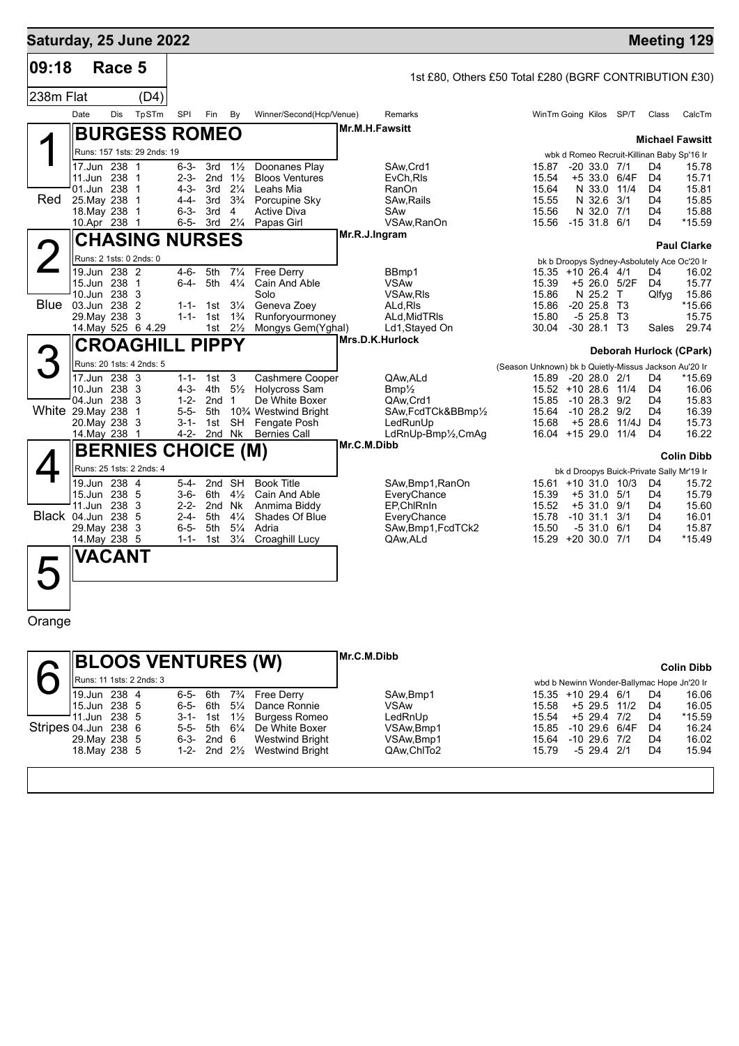## Saturday, 25 June 2022

## Meeting 129

**09:18 Race 5**

1st £80, Others £50 Total £280 (BGRF CONTRIBUTION £30)

238m Flat (D4)

| Date | Dis | TpSTm | SPl | Fin | By | Winner/Second(Hcp/Venue) | Remarks | WinTm | Going | Kilos | SP/T | Class | CalcTm |
|---|---|---|---|---|---|---|---|---|---|---|---|---|---|

### 1 Red — BURGESS ROMEO
Mr.M.H.Fawsitt — **Michael Fawsitt**

Runs: 157 1sts: 29 2nds: 19 — wbk d Romeo Recruit-Killinan Baby Sp'16 Ir

| Date | Dis | TpSTm | SPl | Fin | By | Winner/Second(Hcp/Venue) | Remarks | WinTm | Going | Kilos | SP/T | Class | CalcTm |
|---|---|---|---|---|---|---|---|---|---|---|---|---|---|
| 17.Jun | 238 | 1 | 6-3- | 3rd | 1½ | Doonanes Play | SAw,Crd1 | 15.87 | -20 | 33.0 | 7/1 | D4 | 15.78 |
| 11.Jun | 238 | 1 | 2-3- | 2nd | 1½ | Bloos Ventures | EvCh,Rls | 15.54 | +5 | 33.0 | 6/4F | D4 | 15.71 |
| 01.Jun | 238 | 1 | 4-3- | 3rd | 2¼ | Leahs Mia | RanOn | 15.64 | N | 33.0 | 11/4 | D4 | 15.81 |
| 25.May | 238 | 1 | 4-4- | 3rd | 3¾ | Porcupine Sky | SAw,Rails | 15.55 | N | 32.6 | 3/1 | D4 | 15.85 |
| 18.May | 238 | 1 | 6-3- | 3rd | 4 | Active Diva | SAw | 15.56 | N | 32.0 | 7/1 | D4 | 15.88 |
| 10.Apr | 238 | 1 | 6-5- | 3rd | 2¼ | Papas Girl | VSAw,RanOn | 15.56 | -15 | 31.8 | 6/1 | D4 | *15.59 |

### 2 Blue — CHASING NURSES
Mr.R.J.Ingram — **Paul Clarke**

Runs: 2 1sts: 0 2nds: 0 — bk b Droopys Sydney-Asbolutely Ace Oc'20 Ir

| Date | Dis | TpSTm | SPl | Fin | By | Winner/Second(Hcp/Venue) | Remarks | WinTm | Going | Kilos | SP/T | Class | CalcTm |
|---|---|---|---|---|---|---|---|---|---|---|---|---|---|
| 19.Jun | 238 | 2 | 4-6- | 5th | 7¼ | Free Derry | BBmp1 | 15.35 | +10 | 26.4 | 4/1 | D4 | 16.02 |
| 15.Jun | 238 | 1 | 6-4- | 5th | 4¼ | Cain And Able | VSAw | 15.39 | +5 | 26.0 | 5/2F | D4 | 15.77 |
| 10.Jun | 238 | 3 | | | | Solo | VSAw,Rls | 15.86 | N | 25.2 | T | Qlfyg | 15.86 |
| 03.Jun | 238 | 2 | 1-1- | 1st | 3¼ | Geneva Zoey | ALd,Rls | 15.86 | -20 | 25.8 | T3 | | *15.66 |
| 29.May | 238 | 3 | 1-1- | 1st | 1¾ | Runforyourmoney | ALd,MidTRls | 15.80 | -5 | 25.8 | T3 | | 15.75 |
| 14.May | 525 | 6 4.29 | | 1st | 2½ | Mongys Gem(Yghal) | Ld1,Stayed On | 30.04 | -30 | 28.1 | T3 | Sales | 29.74 |

### 3 White — CROAGHILL PIPPY
Mrs.D.K.Hurlock — **Deborah Hurlock (CPark)**

Runs: 20 1sts: 4 2nds: 5 — (Season Unknown) bk b Quietly-Missus Jackson Au'20 Ir

| Date | Dis | TpSTm | SPl | Fin | By | Winner/Second(Hcp/Venue) | Remarks | WinTm | Going | Kilos | SP/T | Class | CalcTm |
|---|---|---|---|---|---|---|---|---|---|---|---|---|---|
| 17.Jun | 238 | 3 | 1-1- | 1st | 3 | Cashmere Cooper | QAw,ALd | 15.89 | -20 | 28.0 | 2/1 | D4 | *15.69 |
| 10.Jun | 238 | 3 | 4-3- | 4th | 5½ | Holycross Sam | Bmp½ | 15.52 | +10 | 28.6 | 11/4 | D4 | 16.06 |
| 04.Jun | 238 | 3 | 1-2- | 2nd | 1 | De White Boxer | QAw,Crd1 | 15.85 | -10 | 28.3 | 9/2 | D4 | 15.83 |
| 29.May | 238 | 1 | 5-5- | 5th | 10¾ | Westwind Bright | SAw,FcdTCk&BBmp½ | 15.64 | -10 | 28.2 | 9/2 | D4 | 16.39 |
| 20.May | 238 | 3 | 3-1- | 1st | SH | Fengate Posh | LedRunUp | 15.68 | +5 | 28.6 | 11/4J | D4 | 15.73 |
| 14.May | 238 | 1 | 4-2- | 2nd | Nk | Bernies Call | LdRnUp-Bmp½,CmAg | 16.04 | +15 | 29.0 | 11/4 | D4 | 16.22 |

### 4 Black — BERNIES CHOICE (M)
Mr.C.M.Dibb — **Colin Dibb**

Runs: 25 1sts: 2 2nds: 4 — bk d Droopys Buick-Private Sally Mr'19 Ir

| Date | Dis | TpSTm | SPl | Fin | By | Winner/Second(Hcp/Venue) | Remarks | WinTm | Going | Kilos | SP/T | Class | CalcTm |
|---|---|---|---|---|---|---|---|---|---|---|---|---|---|
| 19.Jun | 238 | 4 | 5-4- | 2nd | SH | Book Title | SAw,Bmp1,RanOn | 15.61 | +10 | 31.0 | 10/3 | D4 | 15.72 |
| 15.Jun | 238 | 5 | 3-6- | 6th | 4½ | Cain And Able | EveryChance | 15.39 | +5 | 31.0 | 5/1 | D4 | 15.79 |
| 11.Jun | 238 | 3 | 2-2- | 2nd | Nk | Anmima Biddy | EP,ChlRnIn | 15.52 | +5 | 31.0 | 9/1 | D4 | 15.60 |
| 04.Jun | 238 | 5 | 2-4- | 5th | 4¼ | Shades Of Blue | EveryChance | 15.78 | -10 | 31.1 | 3/1 | D4 | 16.01 |
| 29.May | 238 | 3 | 6-5- | 5th | 5¼ | Adria | SAw,Bmp1,FcdTCk2 | 15.50 | -5 | 31.0 | 6/1 | D4 | 15.87 |
| 14.May | 238 | 5 | 1-1- | 1st | 3¼ | Croaghill Lucy | QAw,ALd | 15.29 | +20 | 30.0 | 7/1 | D4 | *15.49 |

### 5 Orange — VACANT

### 6 Stripes — BLOOS VENTURES (W)
Mr.C.M.Dibb — **Colin Dibb**

Runs: 11 1sts: 2 2nds: 3 — wbd b Newinn Wonder-Ballymac Hope Jn'20 Ir

| Date | Dis | TpSTm | SPl | Fin | By | Winner/Second(Hcp/Venue) | Remarks | WinTm | Going | Kilos | SP/T | Class | CalcTm |
|---|---|---|---|---|---|---|---|---|---|---|---|---|---|
| 19.Jun | 238 | 4 | 6-5- | 6th | 7¾ | Free Derry | SAw,Bmp1 | 15.35 | +10 | 29.4 | 6/1 | D4 | 16.06 |
| 15.Jun | 238 | 5 | 6-5- | 6th | 5¼ | Dance Ronnie | VSAw | 15.58 | +5 | 29.5 | 11/2 | D4 | 16.05 |
| 11.Jun | 238 | 5 | 3-1- | 1st | 1½ | Burgess Romeo | LedRnUp | 15.54 | +5 | 29.4 | 7/2 | D4 | *15.59 |
| 04.Jun | 238 | 6 | 5-5- | 5th | 6¼ | De White Boxer | VSAw,Bmp1 | 15.85 | -10 | 29.6 | 6/4F | D4 | 16.24 |
| 29.May | 238 | 5 | 6-3- | 2nd | 6 | Westwind Bright | VSAw,Bmp1 | 15.64 | -10 | 29.6 | 7/2 | D4 | 16.02 |
| 18.May | 238 | 5 | 1-2- | 2nd | 2½ | Westwind Bright | QAw,ChlTo2 | 15.79 | -5 | 29.4 | 2/1 | D4 | 15.94 |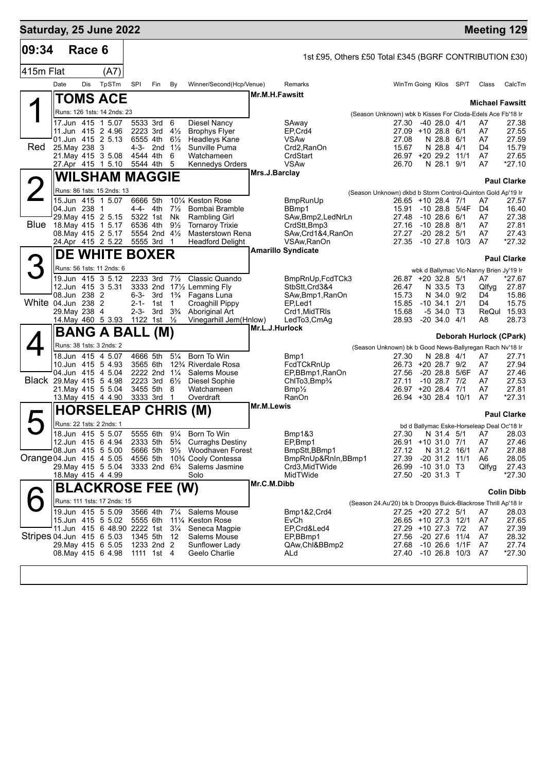## Saturday, 25 June 2022

**Meeting 129**

**09:34 Race 6**

1st £95, Others £50 Total £345 (BGRF CONTRIBUTION £30)

415m Flat (A7)

| Date | Dis | TpSTm | SPI | Fin | By | Winner/Second(Hcp/Venue) | Remarks | WinTm | Going | Kilos | SP/T | Class | CalcTm |
|---|---|---|---|---|---|---|---|---|---|---|---|---|---|

### 1 Red — TOMS ACE
Mr.M.H.Fawsitt — Michael Fawsitt
Runs: 126 1sts: 14 2nds: 23
(Season Unknown) wbk b Kisses For Cloda-Edels Ace Fb'18 Ir

| Date | Dis | TpSTm | SPI | Fin | By | Winner/Second(Hcp/Venue) | Remarks | WinTm | Going | Kilos | SP/T | Class | CalcTm |
|---|---|---|---|---|---|---|---|---|---|---|---|---|---|
| 17.Jun | 415 | 1 5.07 | 5533 | 3rd | 6 | Diesel Nancy | SAway | 27.30 | -40 | 28.0 | 4/1 | A7 | 27.38 |
| 11.Jun | 415 | 2 4.96 | 2223 | 3rd | 4½ | Brophys Flyer | EP,Crd4 | 27.09 | +10 | 28.8 | 6/1 | A7 | 27.55 |
| 01.Jun | 415 | 2 5.13 | 6555 | 4th | 6½ | Headleys Kane | VSAw | 27.08 | N | 28.8 | 6/1 | A7 | 27.59 |
| 25.May | 238 | 3 | 4-3- | 2nd | 1½ | Sunville Puma | Crd2,RanOn | 15.67 | N | 28.8 | 4/1 | D4 | 15.79 |
| 21.May | 415 | 3 5.08 | 4544 | 4th | 6 | Watchameen | CrdStart | 26.97 | +20 | 29.2 | 11/1 | A7 | 27.65 |
| 27.Apr | 415 | 1 5.10 | 5544 | 4th | 5 | Kennedys Orders | VSAw | 26.70 | N | 28.1 | 9/1 | A7 | *27.10 |

### 2 Blue — WILSHAM MAGGIE
Mrs.J.Barclay — Paul Clarke
Runs: 86 1sts: 15 2nds: 13
(Season Unknown) dkbd b Storm Control-Quinton Gold Ap'19 Ir

| Date | Dis | TpSTm | SPI | Fin | By | Winner/Second(Hcp/Venue) | Remarks | WinTm | Going | Kilos | SP/T | Class | CalcTm |
|---|---|---|---|---|---|---|---|---|---|---|---|---|---|
| 15.Jun | 415 | 1 5.07 | 6666 | 5th | 10¼ | Keston Rose | BmpRunUp | 26.65 | +10 | 28.4 | 7/1 | A7 | 27.57 |
| 04.Jun | 238 | 1 | 4-4- | 4th | 7½ | Bombai Bramble | BBmp1 | 15.91 | -10 | 28.8 | 5/4F | D4 | 16.40 |
| 29.May | 415 | 2 5.15 | 5322 | 1st | Nk | Rambling Girl | SAw,Bmp2,LedNrLn | 27.48 | -10 | 28.6 | 6/1 | A7 | 27.38 |
| 18.May | 415 | 1 5.17 | 6536 | 4th | 9½ | Tornaroy Trixie | CrdStt,Bmp3 | 27.16 | -10 | 28.8 | 8/1 | A7 | 27.81 |
| 08.May | 415 | 2 5.17 | 5554 | 2nd | 4½ | Masterstown Rena | SAw,Crd1&4,RanOn | 27.27 | -20 | 28.2 | 5/1 | A7 | 27.43 |
| 24.Apr | 415 | 2 5.22 | 5555 | 3rd | 1 | Headford Delight | VSAw,RanOn | 27.35 | -10 | 27.8 | 10/3 | A7 | *27.32 |

### 3 White — DE WHITE BOXER
Amarillo Syndicate — Paul Clarke
Runs: 56 1sts: 11 2nds: 6
wbk d Ballymac Vic-Nanny Brien Jy'19 Ir

| Date | Dis | TpSTm | SPI | Fin | By | Winner/Second(Hcp/Venue) | Remarks | WinTm | Going | Kilos | SP/T | Class | CalcTm |
|---|---|---|---|---|---|---|---|---|---|---|---|---|---|
| 19.Jun | 415 | 3 5.12 | 2233 | 3rd | 7½ | Classic Quando | BmpRnUp,FcdTCk3 | 26.87 | +20 | 32.8 | 5/1 | A7 | *27.67 |
| 12.Jun | 415 | 3 5.31 | 3333 | 2nd | 17½ | Lemming Fly | StbStt,Crd3&4 | 26.47 | N | 33.5 | T3 | Qlfyg | 27.87 |
| 08.Jun | 238 | 2 | 6-3- | 3rd | 1¾ | Fagans Luna | SAw,Bmp1,RanOn | 15.73 | N | 34.0 | 9/2 | D4 | 15.86 |
| 04.Jun | 238 | 2 | 2-1- | 1st | 1 | Croaghill Pippy | EP,Led1 | 15.85 | -10 | 34.1 | 2/1 | D4 | 15.75 |
| 29.May | 238 | 4 | 2-3- | 3rd | 3¾ | Aboriginal Art | Crd1,MidTRls | 15.68 | -5 | 34.0 | T3 | ReQul | 15.93 |
| 14.May | 460 | 5 3.93 | 1122 | 1st | ½ | Vinegarhill Jem(Hnlow) | LedTo3,CmAg | 28.93 | -20 | 34.0 | 4/1 | A8 | 28.73 |

### 4 Black — BANG A BALL (M)
Mr.L.J.Hurlock — Deborah Hurlock (CPark)
Runs: 38 1sts: 3 2nds: 2
(Season Unknown) bk b Good News-Ballyregan Rach Nv'18 Ir

| Date | Dis | TpSTm | SPI | Fin | By | Winner/Second(Hcp/Venue) | Remarks | WinTm | Going | Kilos | SP/T | Class | CalcTm |
|---|---|---|---|---|---|---|---|---|---|---|---|---|---|
| 18.Jun | 415 | 4 5.07 | 4666 | 5th | 5¼ | Born To Win | Bmp1 | 27.30 | N | 28.8 | 4/1 | A7 | 27.71 |
| 10.Jun | 415 | 5 4.93 | 3565 | 6th | 12¾ | Riverdale Rosa | FcdTCkRnUp | 26.73 | +20 | 28.7 | 9/2 | A7 | 27.94 |
| 04.Jun | 415 | 4 5.04 | 2222 | 2nd | 1¼ | Salems Mouse | EP,BBmp1,RanOn | 27.56 | -20 | 28.8 | 5/6F | A7 | 27.46 |
| 29.May | 415 | 5 4.98 | 2223 | 3rd | 6½ | Diesel Sophie | ChlTo3,Bmp¾ | 27.11 | -10 | 28.7 | 7/2 | A7 | 27.53 |
| 21.May | 415 | 5 5.04 | 3455 | 5th | 8 | Watchameen | Bmp½ | 26.97 | +20 | 28.4 | 7/1 | A7 | 27.81 |
| 13.May | 415 | 4 4.90 | 3333 | 3rd | 1 | Overdraft | RanOn | 26.94 | +30 | 28.4 | 10/1 | A7 | *27.31 |

### 5 Orange — HORSELEAP CHRIS (M)
Mr.M.Lewis — Paul Clarke
Runs: 22 1sts: 2 2nds: 1
bd d Ballymac Eske-Horseleap Deal Oc'18 Ir

| Date | Dis | TpSTm | SPI | Fin | By | Winner/Second(Hcp/Venue) | Remarks | WinTm | Going | Kilos | SP/T | Class | CalcTm |
|---|---|---|---|---|---|---|---|---|---|---|---|---|---|
| 18.Jun | 415 | 5 5.07 | 5555 | 6th | 9¼ | Born To Win | Bmp1&3 | 27.30 | N | 31.4 | 5/1 | A7 | 28.03 |
| 12.Jun | 415 | 6 4.94 | 2333 | 5th | 5¾ | Curraghs Destiny | EP,Bmp1 | 26.91 | +10 | 31.0 | 7/1 | A7 | 27.46 |
| 08.Jun | 415 | 5 5.00 | 5666 | 5th | 9½ | Woodhaven Forest | BmpStt,BBmp1 | 27.12 | N | 31.2 | 16/1 | A7 | 27.88 |
| 04.Jun | 415 | 4 5.05 | 4556 | 5th | 10¾ | Cooly Contessa | BmpRnUp&RnIn,BBmp1 | 27.39 | -20 | 31.2 | 11/1 | A6 | 28.05 |
| 29.May | 415 | 5 5.04 | 3333 | 2nd | 6¾ | Salems Jasmine | Crd3,MidTWide | 26.99 | -10 | 31.0 | T3 | Qlfyg | 27.43 |
| 18.May | 415 | 4 4.99 | | | | Solo | MidTWide | 27.50 | -20 | 31.3 | T | | *27.30 |

### 6 Stripes — BLACKROSE FEE (W)
Mr.C.M.Dibb — Colin Dibb
Runs: 111 1sts: 17 2nds: 15
(Season 24.Au'20) bk b Droopys Buick-Blackrose Thrill Ap'18 Ir

| Date | Dis | TpSTm | SPI | Fin | By | Winner/Second(Hcp/Venue) | Remarks | WinTm | Going | Kilos | SP/T | Class | CalcTm |
|---|---|---|---|---|---|---|---|---|---|---|---|---|---|
| 19.Jun | 415 | 5 5.09 | 3566 | 4th | 7¼ | Salems Mouse | Bmp1&2,Crd4 | 27.25 | +20 | 27.2 | 5/1 | A7 | 28.03 |
| 15.Jun | 415 | 5 5.02 | 5555 | 6th | 11¼ | Keston Rose | EvCh | 26.65 | +10 | 27.3 | 12/1 | A7 | 27.65 |
| 11.Jun | 415 | 6 48.90 | 2222 | 1st | 3¼ | Seneca Magpie | EP,Crd&Led4 | 27.29 | +10 | 27.3 | 7/2 | A7 | 27.39 |
| 04.Jun | 415 | 6 5.03 | 1345 | 5th | 12 | Salems Mouse | EP,BBmp1 | 27.56 | -20 | 27.6 | 11/4 | A7 | 28.32 |
| 29.May | 415 | 6 5.05 | 1233 | 2nd | 2 | Sunflower Lady | QAw,Chl&BBmp2 | 27.68 | -10 | 26.6 | 1/1F | A7 | 27.74 |
| 08.May | 415 | 6 4.98 | 1111 | 1st | 4 | Geelo Charlie | ALd | 27.40 | -10 | 26.8 | 10/3 | A7 | *27.30 |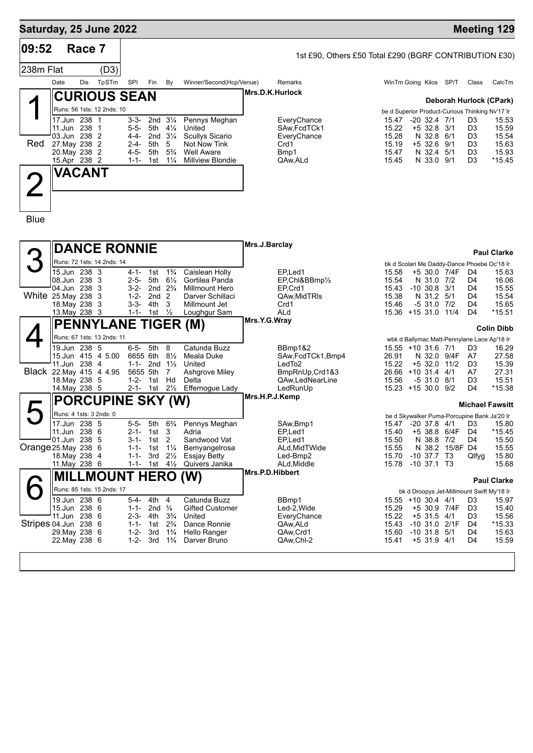## Saturday, 25 June 2022 — Meeting 129

**09:52 Race 7** — 1st £90, Others £50 Total £290 (BGRF CONTRIBUTION £30)

**238m Flat (D3)**

### 1 Red — CURIOUS SEAN

Mrs.D.K.Hurlock — **Deborah Hurlock (CPark)**

Runs: 56 1sts: 12 2nds: 10 — be d Superior Product-Curious Thinking Nv'17 Ir

| Date | Dis | TpSTm | SPl | Fin | By | Winner/Second(Hcp/Venue) | Remarks | WinTm | Going | Kilos | SP/T | Class | CalcTm |
|---|---|---|---|---|---|---|---|---|---|---|---|---|---|
| 17.Jun | 238 | 1 | 3-3- | 2nd | 3¼ | Pennys Meghan | EveryChance | 15.47 | -20 | 32.4 | 7/1 | D3 | 15.53 |
| 11.Jun | 238 | 1 | 5-5- | 5th | 4¼ | United | SAw,FcdTCk1 | 15.22 | +5 | 32.8 | 3/1 | D3 | 15.59 |
| 03.Jun | 238 | 2 | 4-4- | 2nd | 3¼ | Scullys Sicario | EveryChance | 15.28 | N | 32.8 | 6/1 | D3 | 15.54 |
| 27.May | 238 | 2 | 2-4- | 5th | 5 | Not Now Tink | Crd1 | 15.19 | +5 | 32.6 | 9/1 | D3 | 15.63 |
| 20.May | 238 | 2 | 4-5- | 5th | 5¾ | Well Aware | Bmp1 | 15.47 | N | 32.4 | 5/1 | D3 | 15.93 |
| 15.Apr | 238 | 2 | 1-1- | 1st | 1¼ | Millview Blondie | QAw,ALd | 15.45 | N | 33.0 | 9/1 | D3 | *15.45 |

### 2 Blue — VACANT

### 3 White — DANCE RONNIE

Mrs.J.Barclay — **Paul Clarke**

Runs: 72 1sts: 14 2nds: 14 — bk d Scolari Me Daddy-Dance Phoebe Oc'18 Ir

| Date | Dis | TpSTm | SPl | Fin | By | Winner/Second(Hcp/Venue) | Remarks | WinTm | Going | Kilos | SP/T | Class | CalcTm |
|---|---|---|---|---|---|---|---|---|---|---|---|---|---|
| 15.Jun | 238 | 3 | 4-1- | 1st | 1¾ | Caislean Holly | EP,Led1 | 15.58 | +5 | 30.0 | 7/4F | D4 | 15.63 |
| 08.Jun | 238 | 3 | 2-5- | 5th | 6½ | Gortilea Panda | EP,Chl&BBmp½ | 15.54 | N | 31.0 | 7/2 | D4 | 16.06 |
| 04.Jun | 238 | 3 | 3-2- | 2nd | 2¾ | Millmount Hero | EP,Crd1 | 15.43 | -10 | 30.8 | 3/1 | D4 | 15.55 |
| 25.May | 238 | 3 | 1-2- | 2nd | 2 | Darver Schillaci | QAw,MidTRls | 15.38 | N | 31.2 | 5/1 | D4 | 15.54 |
| 18.May | 238 | 3 | 3-3- | 4th | 3 | Millmount Jet | Crd1 | 15.46 | -5 | 31.0 | 7/2 | D4 | 15.65 |
| 13.May | 238 | 3 | 1-1- | 1st | ½ | Loughgur Sam | ALd | 15.36 | +15 | 31.0 | 11/4 | D4 | *15.51 |

### 4 Black — PENNYLANE TIGER (M)

Mrs.Y.G.Wray — **Colin Dibb**

Runs: 67 1sts: 13 2nds: 11 — wbk d Ballymac Matt-Pennylane Lace Ap'18 Ir

| Date | Dis | TpSTm | SPl | Fin | By | Winner/Second(Hcp/Venue) | Remarks | WinTm | Going | Kilos | SP/T | Class | CalcTm |
|---|---|---|---|---|---|---|---|---|---|---|---|---|---|
| 19.Jun | 238 | 5 | 6-5- | 5th | 8 | Catunda Buzz | BBmp1&2 | 15.55 | +10 | 31.6 | 7/1 | D3 | 16.29 |
| 15.Jun | 415 | 4 5.00 | 6655 | 6th | 8½ | Meala Duke | SAw,FcdTCk1,Bmp4 | 26.91 | N | 32.0 | 9/4F | A7 | 27.58 |
| 11.Jun | 238 | 4 | 1-1- | 2nd | 1½ | United | LedTo2 | 15.22 | +5 | 32.0 | 11/2 | D3 | 15.39 |
| 22.May | 415 | 4 4.95 | 5655 | 5th | 7 | Ashgrove Miley | BmpRnUp,Crd1&3 | 26.66 | +10 | 31.4 | 4/1 | A7 | 27.31 |
| 18.May | 238 | 5 | 1-2- | 1st | Hd | Delta | QAw,LedNearLine | 15.56 | -5 | 31.0 | 8/1 | D3 | 15.51 |
| 14.May | 238 | 5 | 2-1- | 1st | 2½ | Effernogue Lady | LedRunUp | 15.23 | +15 | 30.0 | 9/2 | D4 | *15.38 |

### 5 Orange — PORCUPINE SKY (W)

Mrs.H.P.J.Kemp — **Michael Fawsitt**

Runs: 4 1sts: 3 2nds: 0 — be d Skywalker Puma-Porcupine Bank Ja'20 Ir

| Date | Dis | TpSTm | SPl | Fin | By | Winner/Second(Hcp/Venue) | Remarks | WinTm | Going | Kilos | SP/T | Class | CalcTm |
|---|---|---|---|---|---|---|---|---|---|---|---|---|---|
| 17.Jun | 238 | 5 | 5-5- | 5th | 6¾ | Pennys Meghan | SAw,Bmp1 | 15.47 | -20 | 37.8 | 4/1 | D3 | 15.80 |
| 11.Jun | 238 | 6 | 2-1- | 1st | 3 | Adria | EP,Led1 | 15.40 | +5 | 38.8 | 6/4F | D4 | *15.45 |
| 01.Jun | 238 | 5 | 3-1- | 1st | 2 | Sandwood Vat | EP,Led1 | 15.50 | N | 38.8 | 7/2 | D4 | 15.50 |
| 25.May | 238 | 6 | 1-1- | 1st | 1¼ | Bemyangelrosa | ALd,MidTWide | 15.55 | N | 38.2 | 15/8F | D4 | 15.55 |
| 18.May | 238 | 4 | 1-1- | 3rd | 2½ | Essjay Betty | Led-Bmp2 | 15.70 | -10 | 37.7 | T3 | Qlfyg | 15.80 |
| 11.May | 238 | 6 | 1-1- | 1st | 4½ | Quivers Janika | ALd,Middle | 15.78 | -10 | 37.1 | T3 | | 15.68 |

### 6 Stripes — MILLMOUNT HERO (W)

Mrs.P.D.Hibbert — **Paul Clarke**

Runs: 85 1sts: 15 2nds: 17 — bk d Droopys Jet-Millmount Swift My'18 Ir

| Date | Dis | TpSTm | SPl | Fin | By | Winner/Second(Hcp/Venue) | Remarks | WinTm | Going | Kilos | SP/T | Class | CalcTm |
|---|---|---|---|---|---|---|---|---|---|---|---|---|---|
| 19.Jun | 238 | 6 | 5-4- | 4th | 4 | Catunda Buzz | BBmp1 | 15.55 | +10 | 30.4 | 4/1 | D3 | 15.97 |
| 15.Jun | 238 | 6 | 1-1- | 2nd | ¾ | Gifted Customer | Led-2,Wide | 15.29 | +5 | 30.9 | 7/4F | D3 | 15.40 |
| 11.Jun | 238 | 6 | 2-3- | 4th | 3¾ | United | EveryChance | 15.22 | +5 | 31.5 | 4/1 | D3 | 15.56 |
| 04.Jun | 238 | 6 | 1-1- | 1st | 2¾ | Dance Ronnie | QAw,ALd | 15.43 | -10 | 31.0 | 2/1F | D4 | *15.33 |
| 29.May | 238 | 6 | 1-2- | 3rd | 1¾ | Hello Ranger | QAw,Crd1 | 15.60 | -10 | 31.8 | 5/1 | D4 | 15.63 |
| 22.May | 238 | 6 | 1-2- | 3rd | 1¾ | Darver Bruno | QAw,Chl-2 | 15.41 | +5 | 31.9 | 4/1 | D4 | 15.59 |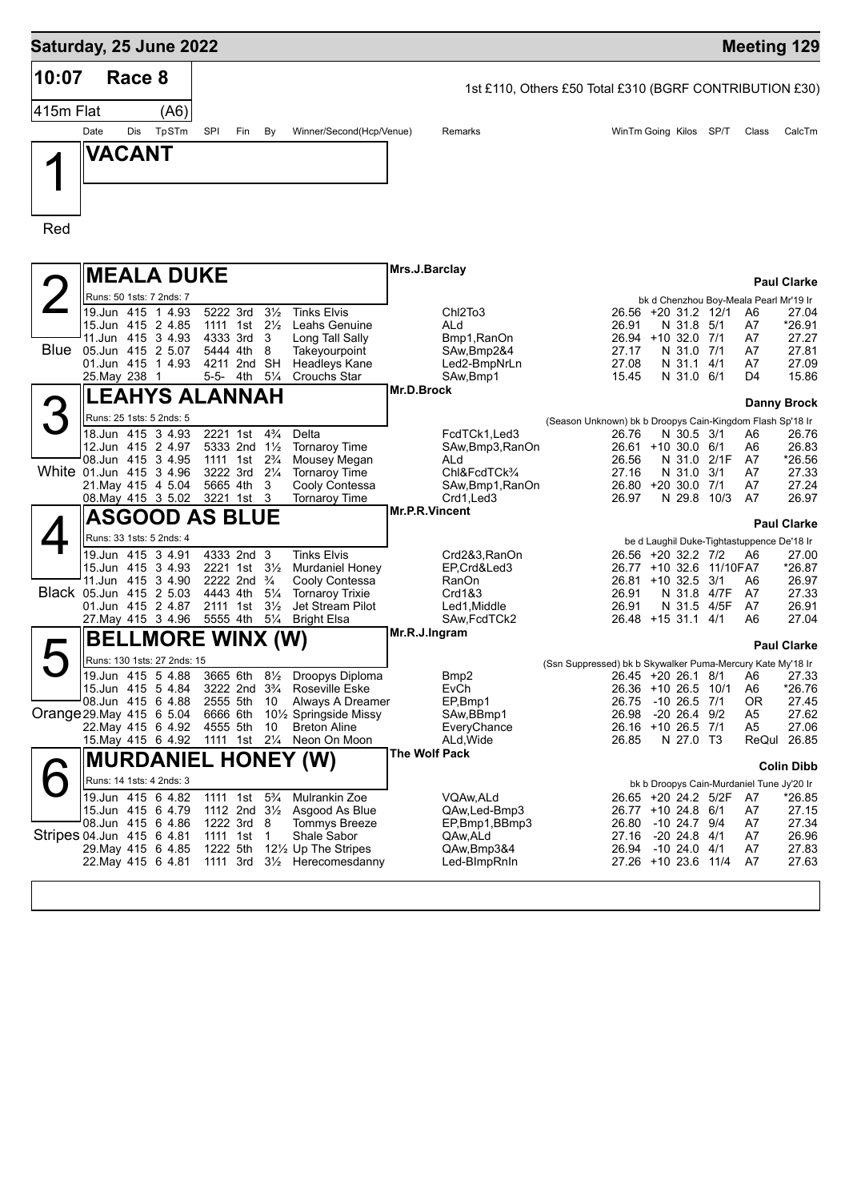**Saturday, 25 June 2022** — **Meeting 129**

## 10:07 Race 8

1st £110, Others £50 Total £310 (BGRF CONTRIBUTION £30)

415m Flat (A6)

| Date | Dis | TpSTm | SPI | Fin | By | Winner/Second(Hcp/Venue) | Remarks | WinTm | Going | Kilos | SP/T | Class | CalcTm |
|---|---|---|---|---|---|---|---|---|---|---|---|---|---|

### 1 (Red) — VACANT

### 2 (Blue) — MEALA DUKE

Mrs.J.Barclay — **Paul Clarke**

Runs: 50 1sts: 7 2nds: 7 — bk d Chenzhou Boy-Meala Pearl Mr'19 Ir

| Date | Dis | TpSTm | SPI | Fin | By | Winner/Second(Hcp/Venue) | Remarks | WinTm | Going | Kilos | SP/T | Class | CalcTm |
|---|---|---|---|---|---|---|---|---|---|---|---|---|---|
| 19.Jun | 415 | 1 4.93 | 5222 | 3rd | 3½ | Tinks Elvis | Chl2To3 | 26.56 | +20 | 31.2 | 12/1 | A6 | 27.04 |
| 15.Jun | 415 | 2 4.85 | 1111 | 1st | 2½ | Leahs Genuine | ALd | 26.91 | N | 31.8 | 5/1 | A7 | *26.91 |
| 11.Jun | 415 | 3 4.93 | 4333 | 3rd | 3 | Long Tall Sally | Bmp1,RanOn | 26.94 | +10 | 32.0 | 7/1 | A7 | 27.27 |
| 05.Jun | 415 | 2 5.07 | 5444 | 4th | 8 | Takeyourpoint | SAw,Bmp2&4 | 27.17 | N | 31.0 | 7/1 | A7 | 27.81 |
| 01.Jun | 415 | 1 4.93 | 4211 | 2nd | SH | Headleys Kane | Led2-BmpNrLn | 27.08 | N | 31.1 | 4/1 | A7 | 27.09 |
| 25.May | 238 | 1 | 5-5- | 4th | 5¼ | Crouchs Star | SAw,Bmp1 | 15.45 | N | 31.0 | 6/1 | D4 | 15.86 |

### 3 (White) — LEAHYS ALANNAH

Mr.D.Brock — **Danny Brock**

Runs: 25 1sts: 5 2nds: 5 — (Season Unknown) bk b Droopys Cain-Kingdom Flash Sp'18 Ir

| Date | Dis | TpSTm | SPI | Fin | By | Winner/Second(Hcp/Venue) | Remarks | WinTm | Going | Kilos | SP/T | Class | CalcTm |
|---|---|---|---|---|---|---|---|---|---|---|---|---|---|
| 18.Jun | 415 | 3 4.93 | 2221 | 1st | 4¾ | Delta | FcdTCk1,Led3 | 26.76 | N | 30.5 | 3/1 | A6 | 26.76 |
| 12.Jun | 415 | 2 4.97 | 5333 | 2nd | 1½ | Tornaroy Time | SAw,Bmp3,RanOn | 26.61 | +10 | 30.0 | 6/1 | A6 | 26.83 |
| 08.Jun | 415 | 3 4.95 | 1111 | 1st | 2¾ | Mousey Megan | ALd | 26.56 | N | 31.0 | 2/1F | A7 | *26.56 |
| 01.Jun | 415 | 3 4.96 | 3222 | 3rd | 2¼ | Tornaroy Time | Chl&FcdTCk¾ | 27.16 | N | 31.0 | 3/1 | A7 | 27.33 |
| 21.May | 415 | 4 5.04 | 5665 | 4th | 3 | Cooly Contessa | SAw,Bmp1,RanOn | 26.80 | +20 | 30.0 | 7/1 | A7 | 27.24 |
| 08.May | 415 | 3 5.02 | 3221 | 1st | 3 | Tornaroy Time | Crd1,Led3 | 26.97 | N | 29.8 | 10/3 | A7 | 26.97 |

### 4 (Black) — ASGOOD AS BLUE

Mr.P.R.Vincent — **Paul Clarke**

Runs: 33 1sts: 5 2nds: 4 — be d Laughil Duke-Tightastuppence De'18 Ir

| Date | Dis | TpSTm | SPI | Fin | By | Winner/Second(Hcp/Venue) | Remarks | WinTm | Going | Kilos | SP/T | Class | CalcTm |
|---|---|---|---|---|---|---|---|---|---|---|---|---|---|
| 19.Jun | 415 | 3 4.91 | 4333 | 2nd | 3 | Tinks Elvis | Crd2&3,RanOn | 26.56 | +20 | 32.2 | 7/2 | A6 | 27.00 |
| 15.Jun | 415 | 3 4.93 | 2221 | 1st | 3½ | Murdaniel Honey | EP,Crd&Led3 | 26.77 | +10 | 32.6 | 11/10F | A7 | *26.87 |
| 11.Jun | 415 | 3 4.90 | 2222 | 2nd | ¾ | Cooly Contessa | RanOn | 26.81 | +10 | 32.5 | 3/1 | A6 | 26.97 |
| 05.Jun | 415 | 2 5.03 | 4443 | 4th | 5¼ | Tornaroy Trixie | Crd1&3 | 26.91 | N | 31.8 | 4/7F | A7 | 27.33 |
| 01.Jun | 415 | 2 4.87 | 2111 | 1st | 3½ | Jet Stream Pilot | Led1,Middle | 26.91 | N | 31.5 | 4/5F | A7 | 26.91 |
| 27.May | 415 | 3 4.96 | 5555 | 4th | 5¼ | Bright Elsa | SAw,FcdTCk2 | 26.48 | +15 | 31.1 | 4/1 | A6 | 27.04 |

### 5 (Orange) — BELLMORE WINX (W)

Mr.R.J.Ingram — **Paul Clarke**

Runs: 130 1sts: 27 2nds: 15 — (Ssn Suppressed) bk b Skywalker Puma-Mercury Kate My'18 Ir

| Date | Dis | TpSTm | SPI | Fin | By | Winner/Second(Hcp/Venue) | Remarks | WinTm | Going | Kilos | SP/T | Class | CalcTm |
|---|---|---|---|---|---|---|---|---|---|---|---|---|---|
| 19.Jun | 415 | 5 4.88 | 3665 | 6th | 8½ | Droopys Diploma | Bmp2 | 26.45 | +20 | 26.1 | 8/1 | A6 | 27.33 |
| 15.Jun | 415 | 5 4.84 | 3222 | 2nd | 3¾ | Roseville Eske | EvCh | 26.36 | +10 | 26.5 | 10/1 | A6 | *26.76 |
| 08.Jun | 415 | 6 4.88 | 2555 | 5th | 10 | Always A Dreamer | EP,Bmp1 | 26.75 | -10 | 26.5 | 7/1 | OR | 27.45 |
| 29.May | 415 | 6 5.04 | 6666 | 6th | 10½ | Springside Missy | SAw,BBmp1 | 26.98 | -20 | 26.4 | 9/2 | A5 | 27.62 |
| 22.May | 415 | 6 4.92 | 4555 | 5th | 10 | Breton Aline | EveryChance | 26.16 | +10 | 26.5 | 7/1 | A5 | 27.06 |
| 15.May | 415 | 6 4.92 | 1111 | 1st | 2¼ | Neon On Moon | ALd,Wide | 26.85 | N | 27.0 | T3 | ReQul | 26.85 |

### 6 (Stripes) — MURDANIEL HONEY (W)

The Wolf Pack — **Colin Dibb**

Runs: 14 1sts: 4 2nds: 3 — bk b Droopys Cain-Murdaniel Tune Jy'20 Ir

| Date | Dis | TpSTm | SPI | Fin | By | Winner/Second(Hcp/Venue) | Remarks | WinTm | Going | Kilos | SP/T | Class | CalcTm |
|---|---|---|---|---|---|---|---|---|---|---|---|---|---|
| 19.Jun | 415 | 6 4.82 | 1111 | 1st | 5¾ | Mulrankin Zoe | VQAw,ALd | 26.65 | +20 | 24.2 | 5/2F | A7 | *26.85 |
| 15.Jun | 415 | 6 4.79 | 1112 | 2nd | 3½ | Asgood As Blue | QAw,Led-Bmp3 | 26.77 | +10 | 24.8 | 6/1 | A7 | 27.15 |
| 08.Jun | 415 | 6 4.86 | 1222 | 3rd | 8 | Tommys Breeze | EP,Bmp1,BBmp3 | 26.80 | -10 | 24.7 | 9/4 | A7 | 27.34 |
| 04.Jun | 415 | 6 4.81 | 1111 | 1st | 1 | Shale Sabor | QAw,ALd | 27.16 | -20 | 24.8 | 4/1 | A7 | 26.96 |
| 29.May | 415 | 6 4.85 | 1222 | 5th | 12½ | Up The Stripes | QAw,Bmp3&4 | 26.94 | -10 | 24.0 | 4/1 | A7 | 27.83 |
| 22.May | 415 | 6 4.81 | 1111 | 3rd | 3½ | Herecomesdanny | Led-BImpRnIn | 27.26 | +10 | 23.6 | 11/4 | A7 | 27.63 |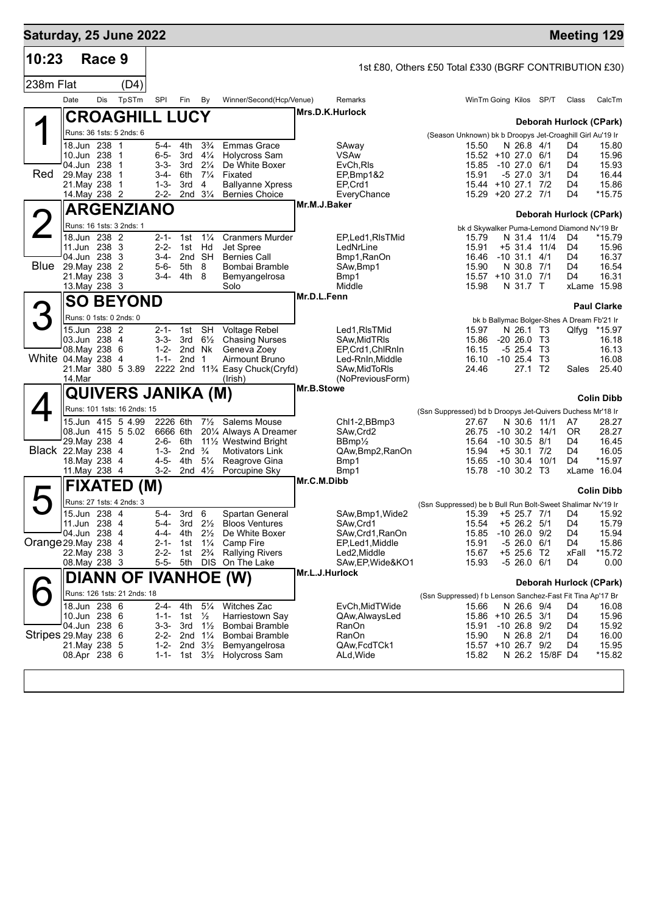# Saturday, 25 June 2022 — Meeting 129

**10:23 Race 9** — 238m Flat (D4)

1st £80, Others £50 Total £330 (BGRF CONTRIBUTION £30)

| Date | Dis | TpSTm | SPI | Fin | By | Winner/Second(Hcp/Venue) | Remarks | WinTm | Going | Kilos | SP/T | Class | CalcTm |
|---|---|---|---|---|---|---|---|---|---|---|---|---|---|

## 1 Red — CROAGHILL LUCY

Mrs.D.K.Hurlock — Deborah Hurlock (CPark)

Runs: 36 1sts: 5 2nds: 6

(Season Unknown) bk b Droopys Jet-Croaghill Girl Au'19 Ir

| Date | Dis | TpSTm | SPI | Fin | By | Winner/Second(Hcp/Venue) | Remarks | WinTm | Going | Kilos | SP/T | Class | CalcTm |
|---|---|---|---|---|---|---|---|---|---|---|---|---|---|
| 18.Jun | 238 | 1 | 5-4- | 4th | 3¾ | Emmas Grace | SAway | 15.50 | N | 26.8 | 4/1 | D4 | 15.80 |
| 10.Jun | 238 | 1 | 6-5- | 3rd | 4¼ | Holycross Sam | VSAw | 15.52 | +10 | 27.0 | 6/1 | D4 | 15.96 |
| 04.Jun | 238 | 1 | 3-3- | 3rd | 2¼ | De White Boxer | EvCh,Rls | 15.85 | -10 | 27.0 | 6/1 | D4 | 15.93 |
| 29.May | 238 | 1 | 3-4- | 6th | 7¼ | Fixated | EP,Bmp1&2 | 15.91 | -5 | 27.0 | 3/1 | D4 | 16.44 |
| 21.May | 238 | 1 | 1-3- | 3rd | 4 | Ballyanne Xpress | EP,Crd1 | 15.44 | +10 | 27.1 | 7/2 | D4 | 15.86 |
| 14.May | 238 | 2 | 2-2- | 2nd | 3¼ | Bernies Choice | EveryChance | 15.29 | +20 | 27.2 | 7/1 | D4 | *15.75 |

## 2 Blue — ARGENZIANO

Mr.M.J.Baker — Deborah Hurlock (CPark)

Runs: 16 1sts: 3 2nds: 1

bk d Skywalker Puma-Lemond Diamond Nv'19 Br

| Date | Dis | TpSTm | SPI | Fin | By | Winner/Second(Hcp/Venue) | Remarks | WinTm | Going | Kilos | SP/T | Class | CalcTm |
|---|---|---|---|---|---|---|---|---|---|---|---|---|---|
| 18.Jun | 238 | 2 | 2-1- | 1st | 1¼ | Cranmers Murder | EP,Led1,RlsTMid | 15.79 | N | 31.4 | 11/4 | D4 | *15.79 |
| 11.Jun | 238 | 3 | 2-2- | 1st | Hd | Jet Spree | LedNrLine | 15.91 | +5 | 31.4 | 11/4 | D4 | 15.96 |
| 04.Jun | 238 | 3 | 3-4- | 2nd | SH | Bernies Call | Bmp1,RanOn | 16.46 | -10 | 31.1 | 4/1 | D4 | 16.37 |
| 29.May | 238 | 2 | 5-6- | 5th | 8 | Bombai Bramble | SAw,Bmp1 | 15.90 | N | 30.8 | 7/1 | D4 | 16.54 |
| 21.May | 238 | 3 | 3-4- | 4th | 8 | Bemyangelrosa | Bmp1 | 15.57 | +10 | 31.0 | 7/1 | D4 | 16.31 |
| 13.May | 238 | 3 | | | | Solo | Middle | 15.98 | N | 31.7 | T | xLame | 15.98 |

## 3 White — SO BEYOND

Mr.D.L.Fenn — Paul Clarke

Runs: 0 1sts: 0 2nds: 0

bk b Ballymac Bolger-Shes A Dream Fb'21 Ir

| Date | Dis | TpSTm | SPI | Fin | By | Winner/Second(Hcp/Venue) | Remarks | WinTm | Going | Kilos | SP/T | Class | CalcTm |
|---|---|---|---|---|---|---|---|---|---|---|---|---|---|
| 15.Jun | 238 | 2 | 2-1- | 1st | SH | Voltage Rebel | Led1,RlsTMid | 15.97 | N | 26.1 | T3 | Qlfyg | *15.97 |
| 03.Jun | 238 | 4 | 3-3- | 3rd | 6½ | Chasing Nurses | SAw,MidTRls | 15.86 | -20 | 26.0 | T3 | | 16.18 |
| 08.May | 238 | 6 | 1-2- | 2nd | Nk | Geneva Zoey | EP,Crd1,ChlRnIn | 16.15 | -5 | 25.4 | T3 | | 16.13 |
| 04.May | 238 | 4 | 1-1- | 2nd | 1 | Airmount Bruno | Led-RnIn,Middle | 16.10 | -10 | 25.4 | T3 | | 16.08 |
| 21.Mar | 380 | 5 3.89 | 2222 | 2nd | 11¾ | Easy Chuck(Cryfd) | SAw,MidToRls | 24.46 | | 27.1 | T2 | Sales | 25.40 |
| 14.Mar | | | | | | (Irish) | (NoPreviousForm) | | | | | | |

## 4 Black — QUIVERS JANIKA (M)

Mr.B.Stowe — Colin Dibb

Runs: 101 1sts: 16 2nds: 15

(Ssn Suppressed) bd b Droopys Jet-Quivers Duchess Mr'18 Ir

| Date | Dis | TpSTm | SPI | Fin | By | Winner/Second(Hcp/Venue) | Remarks | WinTm | Going | Kilos | SP/T | Class | CalcTm |
|---|---|---|---|---|---|---|---|---|---|---|---|---|---|
| 15.Jun | 415 | 5 4.99 | 2226 | 6th | 7½ | Salems Mouse | Chl1-2,BBmp3 | 27.67 | N | 30.6 | 11/1 | A7 | 28.27 |
| 08.Jun | 415 | 5 5.02 | 6666 | 6th | 20¼ | Always A Dreamer | SAw,Crd2 | 26.75 | -10 | 30.2 | 14/1 | OR | 28.27 |
| 29.May | 238 | 4 | 2-6- | 6th | 11½ | Westwind Bright | BBmp½ | 15.64 | -10 | 30.5 | 8/1 | D4 | 16.45 |
| 22.May | 238 | 4 | 1-3- | 2nd | ¾ | Motivators Link | QAw,Bmp2,RanOn | 15.94 | +5 | 30.1 | 7/2 | D4 | 16.05 |
| 18.May | 238 | 4 | 4-5- | 4th | 5¼ | Reagrove Gina | Bmp1 | 15.65 | -10 | 30.4 | 10/1 | D4 | *15.97 |
| 11.May | 238 | 4 | 3-2- | 2nd | 4½ | Porcupine Sky | Bmp1 | 15.78 | -10 | 30.2 | T3 | xLame | 16.04 |

## 5 Orange — FIXATED (M)

Mr.C.M.Dibb — Colin Dibb

Runs: 27 1sts: 4 2nds: 3

(Ssn Suppressed) be b Bull Run Bolt-Sweet Shalimar Nv'19 Ir

| Date | Dis | TpSTm | SPI | Fin | By | Winner/Second(Hcp/Venue) | Remarks | WinTm | Going | Kilos | SP/T | Class | CalcTm |
|---|---|---|---|---|---|---|---|---|---|---|---|---|---|
| 15.Jun | 238 | 4 | 5-4- | 3rd | 6 | Spartan General | SAw,Bmp1,Wide2 | 15.39 | +5 | 25.7 | 7/1 | D4 | 15.92 |
| 11.Jun | 238 | 4 | 5-4- | 3rd | 2½ | Bloos Ventures | SAw,Crd1 | 15.54 | +5 | 26.2 | 5/1 | D4 | 15.79 |
| 04.Jun | 238 | 4 | 4-4- | 4th | 2½ | De White Boxer | SAw,Crd1,RanOn | 15.85 | -10 | 26.0 | 9/2 | D4 | 15.94 |
| 29.May | 238 | 4 | 2-1- | 1st | 1¼ | Camp Fire | EP,Led1,Middle | 15.91 | -5 | 26.0 | 6/1 | D4 | 15.86 |
| 22.May | 238 | 3 | 2-2- | 1st | 2¾ | Rallying Rivers | Led2,Middle | 15.67 | +5 | 25.6 | T2 | xFall | *15.72 |
| 08.May | 238 | 3 | 5-5- | 5th | DIS | On The Lake | SAw,EP,Wide&KO1 | 15.93 | -5 | 26.0 | 6/1 | D4 | 0.00 |

## 6 Stripes — DIANN OF IVANHOE (W)

Mr.L.J.Hurlock — Deborah Hurlock (CPark)

Runs: 126 1sts: 21 2nds: 18

(Ssn Suppressed) f b Lenson Sanchez-Fast Fit Tina Ap'17 Br

| Date | Dis | TpSTm | SPI | Fin | By | Winner/Second(Hcp/Venue) | Remarks | WinTm | Going | Kilos | SP/T | Class | CalcTm |
|---|---|---|---|---|---|---|---|---|---|---|---|---|---|
| 18.Jun | 238 | 6 | 2-4- | 4th | 5¼ | Witches Zac | EvCh,MidTWide | 15.66 | N | 26.6 | 9/4 | D4 | 16.08 |
| 10.Jun | 238 | 6 | 1-1- | 1st | ½ | Harriestown Say | QAw,AlwaysLed | 15.86 | +10 | 26.5 | 3/1 | D4 | 15.96 |
| 04.Jun | 238 | 6 | 3-3- | 3rd | 1½ | Bombai Bramble | RanOn | 15.91 | -10 | 26.8 | 9/2 | D4 | 15.92 |
| 29.May | 238 | 6 | 2-2- | 2nd | 1¼ | Bombai Bramble | RanOn | 15.90 | N | 26.8 | 2/1 | D4 | 16.00 |
| 21.May | 238 | 5 | 1-2- | 2nd | 3½ | Bemyangelrosa | QAw,FcdTCk1 | 15.57 | +10 | 26.7 | 9/2 | D4 | 15.95 |
| 08.Apr | 238 | 6 | 1-1- | 1st | 3½ | Holycross Sam | ALd,Wide | 15.82 | N | 26.2 | 15/8F | D4 | *15.82 |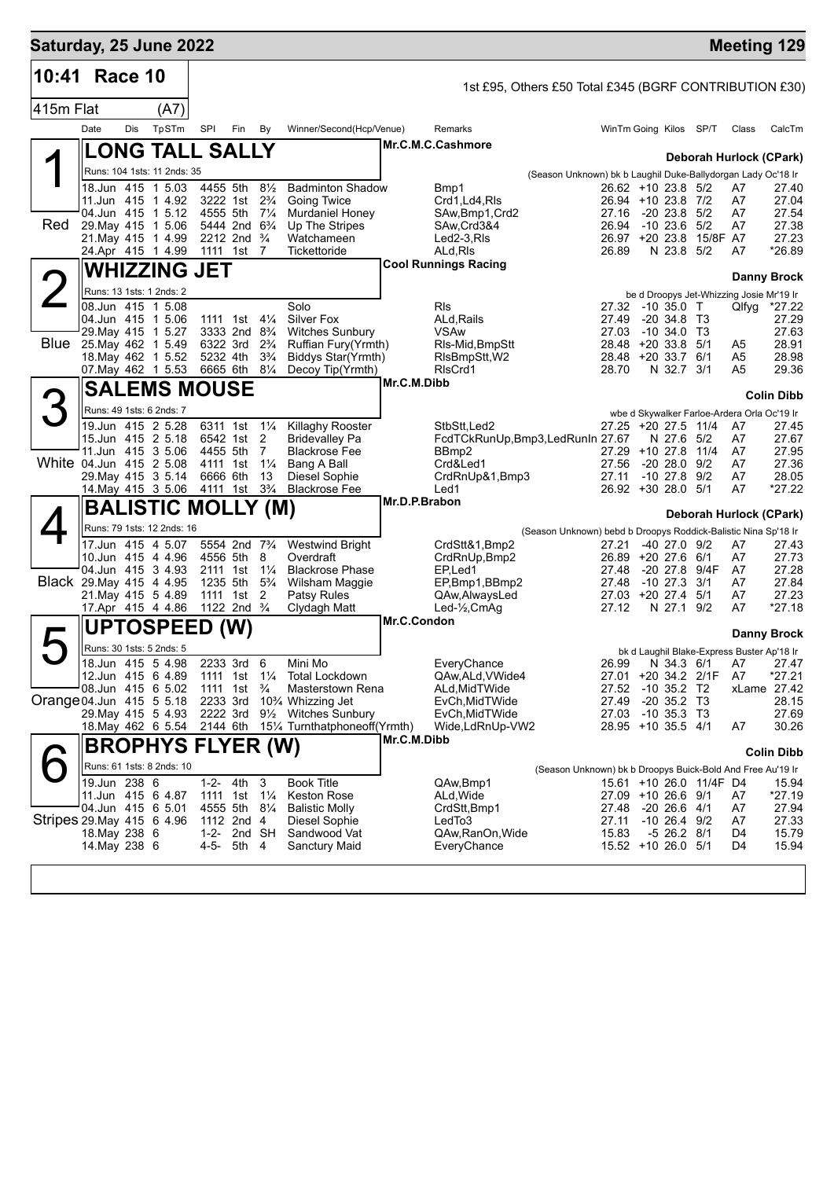# Saturday, 25 June 2022 — Meeting 129

## 10:41 Race 10

1st £95, Others £50 Total £345 (BGRF CONTRIBUTION £30)

415m Flat (A7)

| Date | Dis | TpSTm | SPI | Fin | By | Winner/Second(Hcp/Venue) | Remarks | WinTm | Going | Kilos | SP/T | Class | CalcTm |
|---|---|---|---|---|---|---|---|---|---|---|---|---|---|

### 1 (Red) LONG TALL SALLY — Mr.C.M.C.Cashmore — Deborah Hurlock (CPark)

Runs: 104 1sts: 11 2nds: 35 — (Season Unknown) bk b Laughil Duke-Ballydorgan Lady Oc'18 Ir

| Date | Dis | TpSTm | SPI | Fin | By | Winner/Second(Hcp/Venue) | Remarks | WinTm | Going | Kilos | SP/T | Class | CalcTm |
|---|---|---|---|---|---|---|---|---|---|---|---|---|---|
| 18.Jun | 415 | 1 5.03 | 4455 | 5th | 8½ | Badminton Shadow | Bmp1 | 26.62 | +10 | 23.8 | 5/2 | A7 | 27.40 |
| 11.Jun | 415 | 1 4.92 | 3222 | 1st | 2¾ | Going Twice | Crd1,Ld4,Rls | 26.94 | +10 | 23.8 | 7/2 | A7 | 27.04 |
| 04.Jun | 415 | 1 5.12 | 4555 | 5th | 7¼ | Murdaniel Honey | SAw,Bmp1,Crd2 | 27.16 | -20 | 23.8 | 5/2 | A7 | 27.54 |
| 29.May | 415 | 1 5.06 | 5444 | 2nd | 6¾ | Up The Stripes | SAw,Crd3&4 | 26.94 | -10 | 23.6 | 5/2 | A7 | 27.38 |
| 21.May | 415 | 1 4.99 | 2212 | 2nd | ¾ | Watchameen | Led2-3,Rls | 26.97 | +20 | 23.8 | 15/8F | A7 | 27.23 |
| 24.Apr | 415 | 1 4.99 | 1111 | 1st | 7 | Tickettoride | ALd,Rls | 26.89 | N | 23.8 | 5/2 | A7 | *26.89 |

### 2 (Blue) WHIZZING JET — Cool Runnings Racing — Danny Brock

Runs: 13 1sts: 1 2nds: 2 — be d Droopys Jet-Whizzing Josie Mr'19 Ir

| Date | Dis | TpSTm | SPI | Fin | By | Winner/Second(Hcp/Venue) | Remarks | WinTm | Going | Kilos | SP/T | Class | CalcTm |
|---|---|---|---|---|---|---|---|---|---|---|---|---|---|
| 08.Jun | 415 | 1 5.08 | | | | Solo | Rls | 27.32 | -10 | 35.0 | T | Qlfyg | *27.22 |
| 04.Jun | 415 | 1 5.06 | 1111 | 1st | 4¼ | Silver Fox | ALd,Rails | 27.49 | -20 | 34.8 | T3 | | 27.29 |
| 29.May | 415 | 1 5.27 | 3333 | 2nd | 8¾ | Witches Sunbury | VSAw | 27.03 | -10 | 34.0 | T3 | | 27.63 |
| 25.May | 462 | 1 5.49 | 6322 | 3rd | 2¾ | Ruffian Fury(Yrmth) | Rls-Mid,BmpStt | 28.48 | +20 | 33.8 | 5/1 | A5 | 28.91 |
| 18.May | 462 | 1 5.52 | 5232 | 4th | 3¾ | Biddys Star(Yrmth) | RlsBmpStt,W2 | 28.48 | +20 | 33.7 | 6/1 | A5 | 28.98 |
| 07.May | 462 | 1 5.53 | 6665 | 6th | 8¼ | Decoy Tip(Yrmth) | RlsCrd1 | 28.70 | N | 32.7 | 3/1 | A5 | 29.36 |

### 3 (White) SALEMS MOUSE — Mr.C.M.Dibb — Colin Dibb

Runs: 49 1sts: 6 2nds: 7 — wbe d Skywalker Farloe-Ardera Orla Oc'19 Ir

| Date | Dis | TpSTm | SPI | Fin | By | Winner/Second(Hcp/Venue) | Remarks | WinTm | Going | Kilos | SP/T | Class | CalcTm |
|---|---|---|---|---|---|---|---|---|---|---|---|---|---|
| 19.Jun | 415 | 2 5.28 | 6311 | 1st | 1¼ | Killaghy Rooster | StbStt,Led2 | 27.25 | +20 | 27.5 | 11/4 | A7 | 27.45 |
| 15.Jun | 415 | 2 5.18 | 6542 | 1st | 2 | Bridevalley Pa | FcdTCkRunUp,Bmp3,LedRunIn | 27.67 | N | 27.6 | 5/2 | A7 | 27.67 |
| 11.Jun | 415 | 3 5.06 | 4455 | 5th | 7 | Blackrose Fee | BBmp2 | 27.29 | +10 | 27.8 | 11/4 | A7 | 27.95 |
| 04.Jun | 415 | 2 5.08 | 4111 | 1st | 1¼ | Bang A Ball | Crd&Led1 | 27.56 | -20 | 28.0 | 9/2 | A7 | 27.36 |
| 29.May | 415 | 3 5.14 | 6666 | 6th | 13 | Diesel Sophie | CrdRnUp&1,Bmp3 | 27.11 | -10 | 27.8 | 9/2 | A7 | 28.05 |
| 14.May | 415 | 3 5.06 | 4111 | 1st | 3¾ | Blackrose Fee | Led1 | 26.92 | +30 | 28.0 | 5/1 | A7 | *27.22 |

### 4 (Black) BALISTIC MOLLY (M) — Mr.D.P.Brabon — Deborah Hurlock (CPark)

Runs: 79 1sts: 12 2nds: 16 — (Season Unknown) bebd b Droopys Roddick-Balistic Nina Sp'18 Ir

| Date | Dis | TpSTm | SPI | Fin | By | Winner/Second(Hcp/Venue) | Remarks | WinTm | Going | Kilos | SP/T | Class | CalcTm |
|---|---|---|---|---|---|---|---|---|---|---|---|---|---|
| 17.Jun | 415 | 4 5.07 | 5554 | 2nd | 7¾ | Westwind Bright | CrdStt&1,Bmp2 | 27.21 | -40 | 27.0 | 9/2 | A7 | 27.43 |
| 10.Jun | 415 | 4 4.96 | 4556 | 5th | 8 | Overdraft | CrdRnUp,Bmp2 | 26.89 | +20 | 27.6 | 6/1 | A7 | 27.73 |
| 04.Jun | 415 | 3 4.93 | 2111 | 1st | 1¼ | Blackrose Phase | EP,Led1 | 27.48 | -20 | 27.8 | 9/4F | A7 | 27.28 |
| 29.May | 415 | 4 4.95 | 1235 | 5th | 5¾ | Wilsham Maggie | EP,Bmp1,BBmp2 | 27.48 | -10 | 27.3 | 3/1 | A7 | 27.84 |
| 21.May | 415 | 5 4.89 | 1111 | 1st | 2 | Patsy Rules | QAw,AlwaysLed | 27.03 | +20 | 27.4 | 5/1 | A7 | 27.23 |
| 17.Apr | 415 | 4 4.86 | 1122 | 2nd | ¾ | Clydagh Matt | Led-½,CmAg | 27.12 | N | 27.1 | 9/2 | A7 | *27.18 |

### 5 (Orange) UPTOSPEED (W) — Mr.C.Condon — Danny Brock

Runs: 30 1sts: 5 2nds: 5 — bk d Laughil Blake-Express Buster Ap'18 Ir

| Date | Dis | TpSTm | SPI | Fin | By | Winner/Second(Hcp/Venue) | Remarks | WinTm | Going | Kilos | SP/T | Class | CalcTm |
|---|---|---|---|---|---|---|---|---|---|---|---|---|---|
| 18.Jun | 415 | 5 4.98 | 2233 | 3rd | 6 | Mini Mo | EveryChance | 26.99 | N | 34.3 | 6/1 | A7 | 27.47 |
| 12.Jun | 415 | 6 4.89 | 1111 | 1st | 1¼ | Total Lockdown | QAw,ALd,VWide4 | 27.01 | +20 | 34.2 | 2/1F | A7 | *27.21 |
| 08.Jun | 415 | 6 5.02 | 1111 | 1st | ¾ | Masterstown Rena | ALd,MidTWide | 27.52 | -10 | 35.2 | T2 | xLame | 27.42 |
| 04.Jun | 415 | 5 5.18 | 2233 | 3rd | 10¾ | Whizzing Jet | EvCh,MidTWide | 27.49 | -20 | 35.2 | T3 | | 28.15 |
| 29.May | 415 | 5 4.93 | 2222 | 3rd | 9½ | Witches Sunbury | EvCh,MidTWide | 27.03 | -10 | 35.3 | T3 | | 27.69 |
| 18.May | 462 | 6 5.54 | 2144 | 6th | 15¼ | Turnthatphoneoff(Yrmth) | Wide,LdRnUp-VW2 | 28.95 | +10 | 35.5 | 4/1 | A7 | 30.26 |

### 6 (Stripes) BROPHYS FLYER (W) — Mr.C.M.Dibb — Colin Dibb

Runs: 61 1sts: 8 2nds: 10 — (Season Unknown) bk b Droopys Buick-Bold And Free Au'19 Ir

| Date | Dis | TpSTm | SPI | Fin | By | Winner/Second(Hcp/Venue) | Remarks | WinTm | Going | Kilos | SP/T | Class | CalcTm |
|---|---|---|---|---|---|---|---|---|---|---|---|---|---|
| 19.Jun | 238 | 6 | 1-2- | 4th | 3 | Book Title | QAw,Bmp1 | 15.61 | +10 | 26.0 | 11/4F | D4 | 15.94 |
| 11.Jun | 415 | 6 4.87 | 1111 | 1st | 1¼ | Keston Rose | ALd,Wide | 27.09 | +10 | 26.6 | 9/1 | A7 | *27.19 |
| 04.Jun | 415 | 6 5.01 | 4555 | 5th | 8¼ | Balistic Molly | CrdStt,Bmp1 | 27.48 | -20 | 26.6 | 4/1 | A7 | 27.94 |
| 29.May | 415 | 6 4.96 | 1112 | 2nd | 4 | Diesel Sophie | LedTo3 | 27.11 | -10 | 26.4 | 9/2 | A7 | 27.33 |
| 18.May | 238 | 6 | 1-2- | 2nd | SH | Sandwood Vat | QAw,RanOn,Wide | 15.83 | -5 | 26.2 | 8/1 | D4 | 15.79 |
| 14.May | 238 | 6 | 4-5- | 5th | 4 | Sanctury Maid | EveryChance | 15.52 | +10 | 26.0 | 5/1 | D4 | 15.94 |